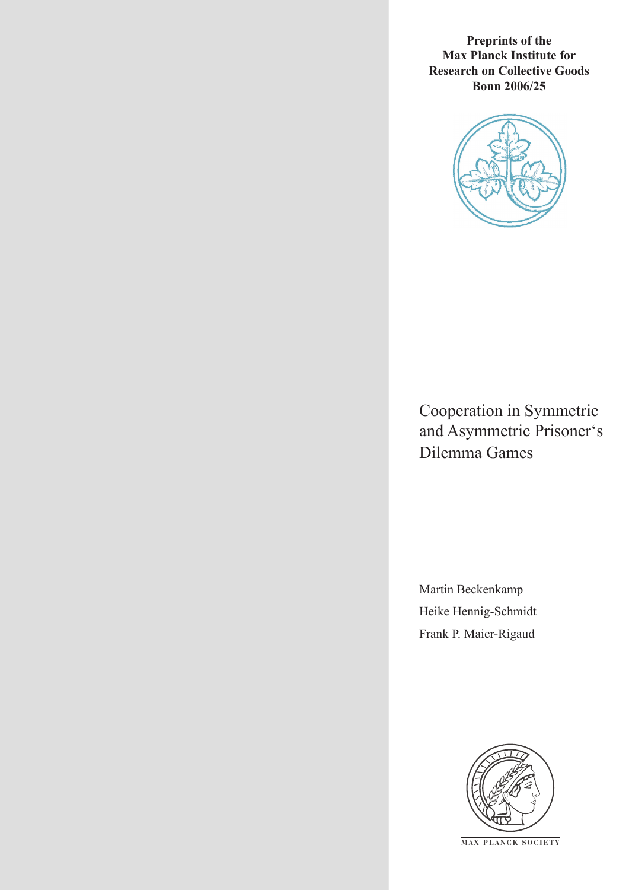**Preprints of the Max Planck Institute for Research on Collective Goods Bonn 2006/25**

# Cooperation in Symmetric and Asymmetric Prisoner‘s Dilemma Games

Martin Beckenkamp

Heike Hennig-Schmidt

Frank P. Maier-Rigaud

MAX PLANCK SOCIETY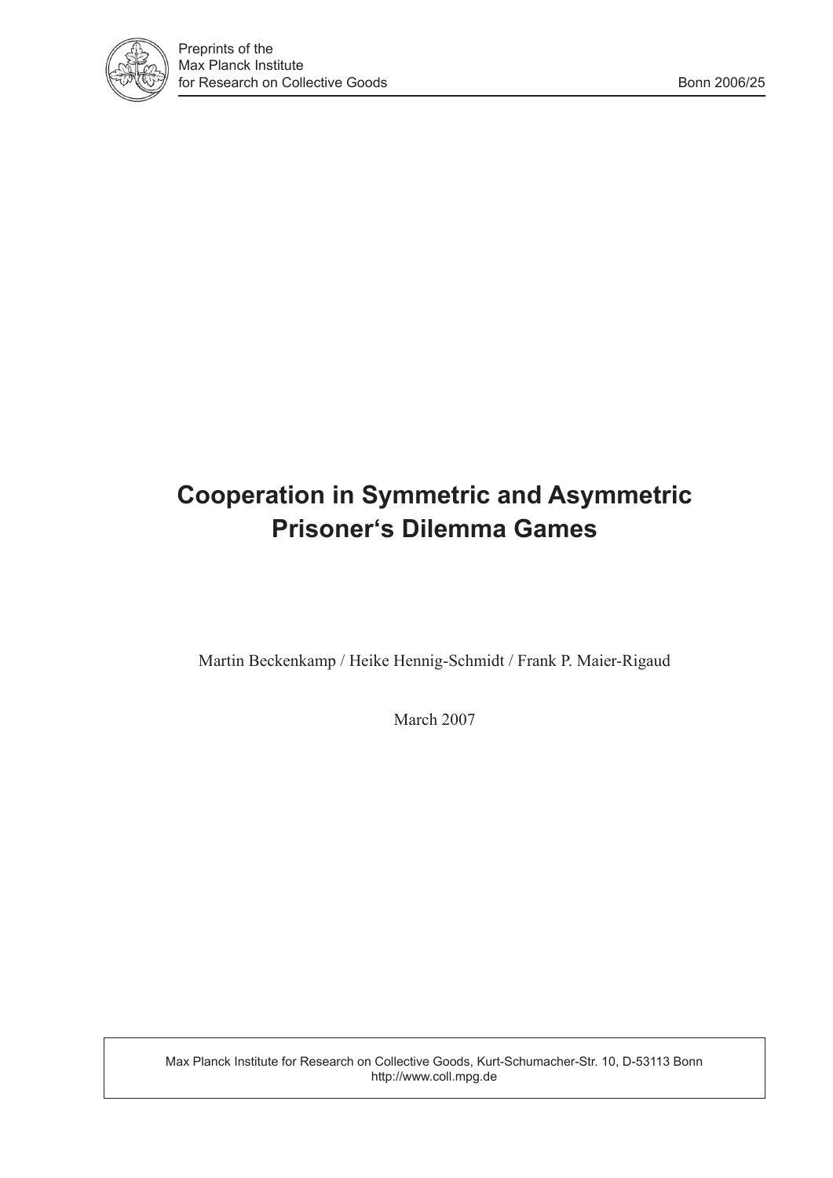Preprints of the
Max Planck Institute
for Research on Collective Goods Bonn 2006/25

# Cooperation in Symmetric and Asymmetric Prisoner's Dilemma Games

Martin Beckenkamp / Heike Hennig-Schmidt / Frank P. Maier-Rigaud

March 2007

Max Planck Institute for Research on Collective Goods, Kurt-Schumacher-Str. 10, D-53113 Bonn
http://www.coll.mpg.de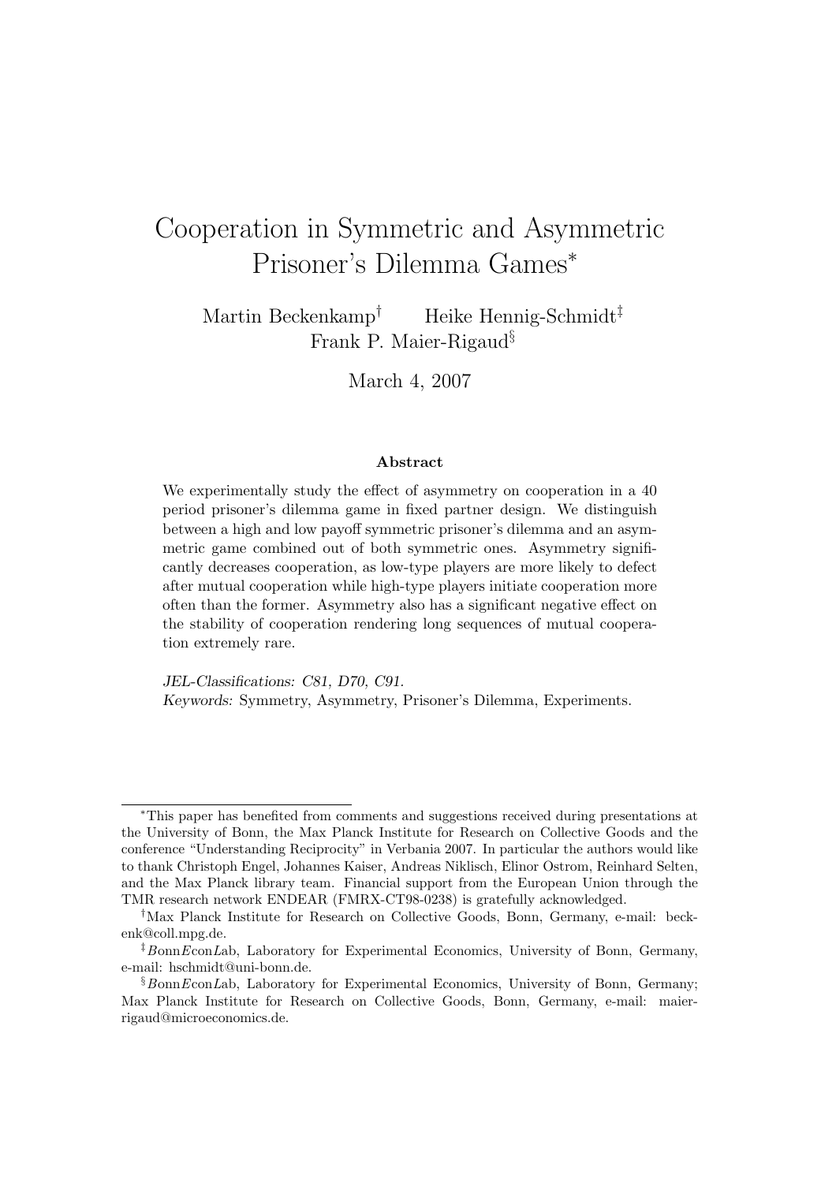# Cooperation in Symmetric and Asymmetric Prisoner's Dilemma Games*

Martin Beckenkamp† Heike Hennig-Schmidt‡
Frank P. Maier-Rigaud§

March 4, 2007

### Abstract

We experimentally study the effect of asymmetry on cooperation in a 40 period prisoner's dilemma game in fixed partner design. We distinguish between a high and low payoff symmetric prisoner's dilemma and an asymmetric game combined out of both symmetric ones. Asymmetry significantly decreases cooperation, as low-type players are more likely to defect after mutual cooperation while high-type players initiate cooperation more often than the former. Asymmetry also has a significant negative effect on the stability of cooperation rendering long sequences of mutual cooperation extremely rare.

*JEL-Classifications: C81, D70, C91.*
*Keywords:* Symmetry, Asymmetry, Prisoner's Dilemma, Experiments.

---

*This paper has benefited from comments and suggestions received during presentations at the University of Bonn, the Max Planck Institute for Research on Collective Goods and the conference "Understanding Reciprocity" in Verbania 2007. In particular the authors would like to thank Christoph Engel, Johannes Kaiser, Andreas Niklisch, Elinor Ostrom, Reinhard Selten, and the Max Planck library team. Financial support from the European Union through the TMR research network ENDEAR (FMRX-CT98-0238) is gratefully acknowledged.

†Max Planck Institute for Research on Collective Goods, Bonn, Germany, e-mail: beckenk@coll.mpg.de.

‡*Bonn*E*con*L*ab, Laboratory for Experimental Economics, University of Bonn, Germany, e-mail: hschmidt@uni-bonn.de.

§*Bonn*E*con*L*ab, Laboratory for Experimental Economics, University of Bonn, Germany; Max Planck Institute for Research on Collective Goods, Bonn, Germany, e-mail: maier-rigaud@microeconomics.de.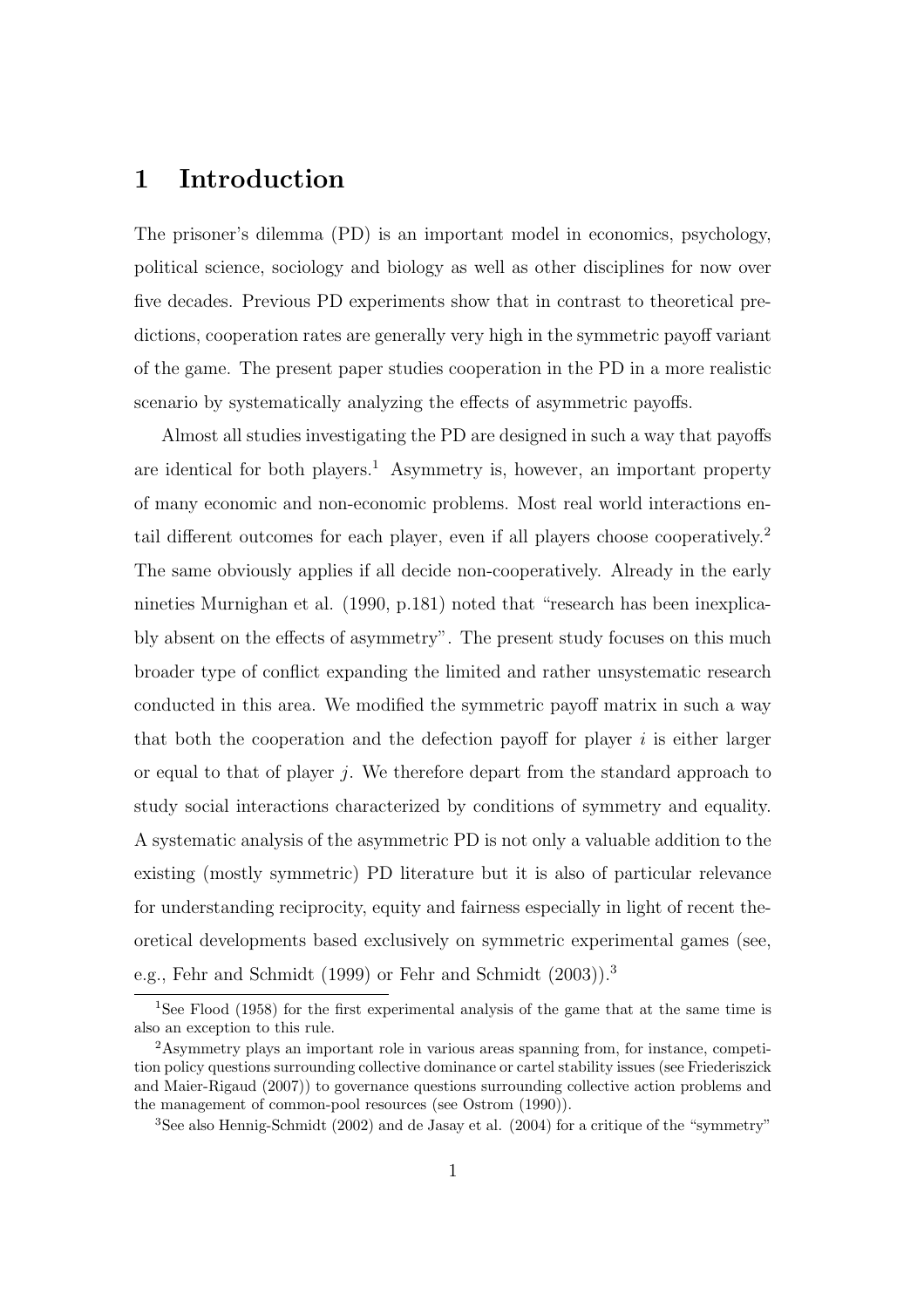# 1 Introduction

The prisoner's dilemma (PD) is an important model in economics, psychology, political science, sociology and biology as well as other disciplines for now over five decades. Previous PD experiments show that in contrast to theoretical predictions, cooperation rates are generally very high in the symmetric payoff variant of the game. The present paper studies cooperation in the PD in a more realistic scenario by systematically analyzing the effects of asymmetric payoffs.

Almost all studies investigating the PD are designed in such a way that payoffs are identical for both players.[1] Asymmetry is, however, an important property of many economic and non-economic problems. Most real world interactions entail different outcomes for each player, even if all players choose cooperatively.[2] The same obviously applies if all decide non-cooperatively. Already in the early nineties Murnighan et al. (1990, p.181) noted that "research has been inexplicably absent on the effects of asymmetry". The present study focuses on this much broader type of conflict expanding the limited and rather unsystematic research conducted in this area. We modified the symmetric payoff matrix in such a way that both the cooperation and the defection payoff for player $i$ is either larger or equal to that of player $j$. We therefore depart from the standard approach to study social interactions characterized by conditions of symmetry and equality. A systematic analysis of the asymmetric PD is not only a valuable addition to the existing (mostly symmetric) PD literature but it is also of particular relevance for understanding reciprocity, equity and fairness especially in light of recent theoretical developments based exclusively on symmetric experimental games (see, e.g., Fehr and Schmidt (1999) or Fehr and Schmidt (2003)).[3]

[1] See Flood (1958) for the first experimental analysis of the game that at the same time is also an exception to this rule.

[2] Asymmetry plays an important role in various areas spanning from, for instance, competition policy questions surrounding collective dominance or cartel stability issues (see Friederiszick and Maier-Rigaud (2007)) to governance questions surrounding collective action problems and the management of common-pool resources (see Ostrom (1990)).

[3] See also Hennig-Schmidt (2002) and de Jasay et al. (2004) for a critique of the "symmetry"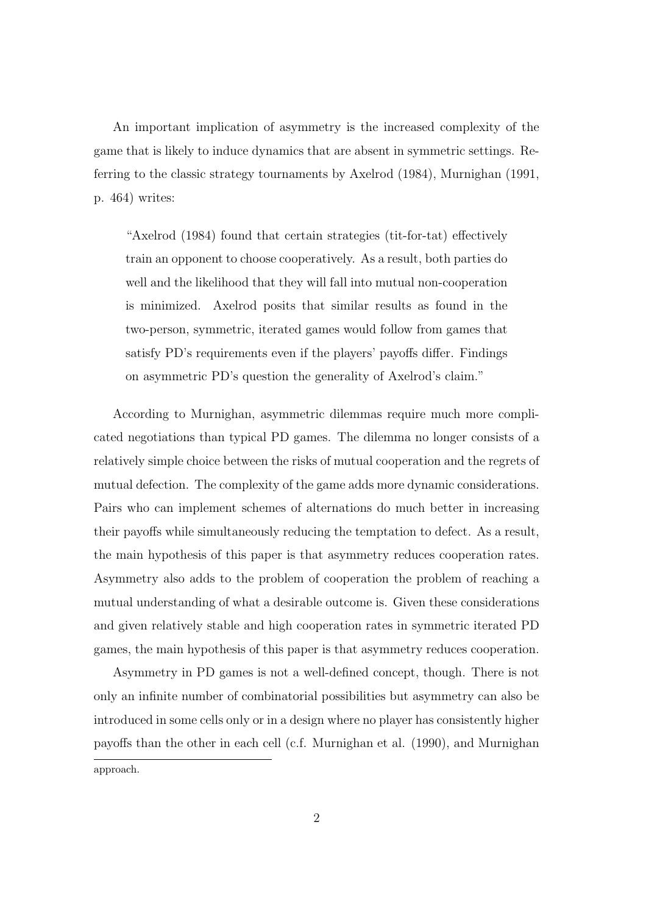An important implication of asymmetry is the increased complexity of the game that is likely to induce dynamics that are absent in symmetric settings. Referring to the classic strategy tournaments by Axelrod (1984), Murnighan (1991, p. 464) writes:

> "Axelrod (1984) found that certain strategies (tit-for-tat) effectively train an opponent to choose cooperatively. As a result, both parties do well and the likelihood that they will fall into mutual non-cooperation is minimized. Axelrod posits that similar results as found in the two-person, symmetric, iterated games would follow from games that satisfy PD's requirements even if the players' payoffs differ. Findings on asymmetric PD's question the generality of Axelrod's claim."

According to Murnighan, asymmetric dilemmas require much more complicated negotiations than typical PD games. The dilemma no longer consists of a relatively simple choice between the risks of mutual cooperation and the regrets of mutual defection. The complexity of the game adds more dynamic considerations. Pairs who can implement schemes of alternations do much better in increasing their payoffs while simultaneously reducing the temptation to defect. As a result, the main hypothesis of this paper is that asymmetry reduces cooperation rates. Asymmetry also adds to the problem of cooperation the problem of reaching a mutual understanding of what a desirable outcome is. Given these considerations and given relatively stable and high cooperation rates in symmetric iterated PD games, the main hypothesis of this paper is that asymmetry reduces cooperation.

Asymmetry in PD games is not a well-defined concept, though. There is not only an infinite number of combinatorial possibilities but asymmetry can also be introduced in some cells only or in a design where no player has consistently higher payoffs than the other in each cell (c.f. Murnighan et al. (1990), and Murnighan

approach.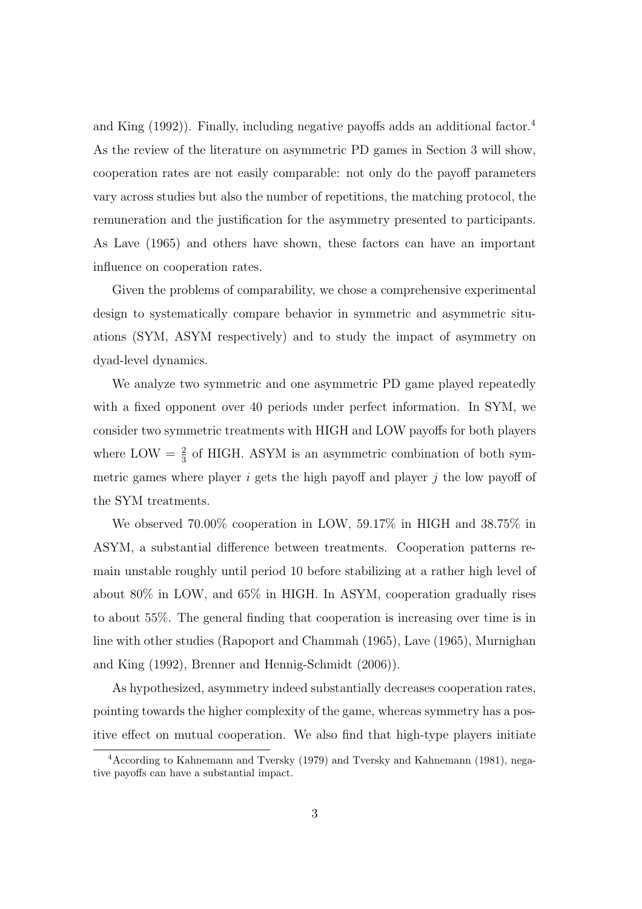and King (1992)). Finally, including negative payoffs adds an additional factor.[4] As the review of the literature on asymmetric PD games in Section 3 will show, cooperation rates are not easily comparable: not only do the payoff parameters vary across studies but also the number of repetitions, the matching protocol, the remuneration and the justification for the asymmetry presented to participants. As Lave (1965) and others have shown, these factors can have an important influence on cooperation rates.

Given the problems of comparability, we chose a comprehensive experimental design to systematically compare behavior in symmetric and asymmetric situations (SYM, ASYM respectively) and to study the impact of asymmetry on dyad-level dynamics.

We analyze two symmetric and one asymmetric PD game played repeatedly with a fixed opponent over 40 periods under perfect information. In SYM, we consider two symmetric treatments with HIGH and LOW payoffs for both players where LOW = $\frac{2}{3}$ of HIGH. ASYM is an asymmetric combination of both symmetric games where player $i$ gets the high payoff and player $j$ the low payoff of the SYM treatments.

We observed 70.00% cooperation in LOW, 59.17% in HIGH and 38.75% in ASYM, a substantial difference between treatments. Cooperation patterns remain unstable roughly until period 10 before stabilizing at a rather high level of about 80% in LOW, and 65% in HIGH. In ASYM, cooperation gradually rises to about 55%. The general finding that cooperation is increasing over time is in line with other studies (Rapoport and Chammah (1965), Lave (1965), Murnighan and King (1992), Brenner and Hennig-Schmidt (2006)).

As hypothesized, asymmetry indeed substantially decreases cooperation rates, pointing towards the higher complexity of the game, whereas symmetry has a positive effect on mutual cooperation. We also find that high-type players initiate

[4] According to Kahnemann and Tversky (1979) and Tversky and Kahnemann (1981), negative payoffs can have a substantial impact.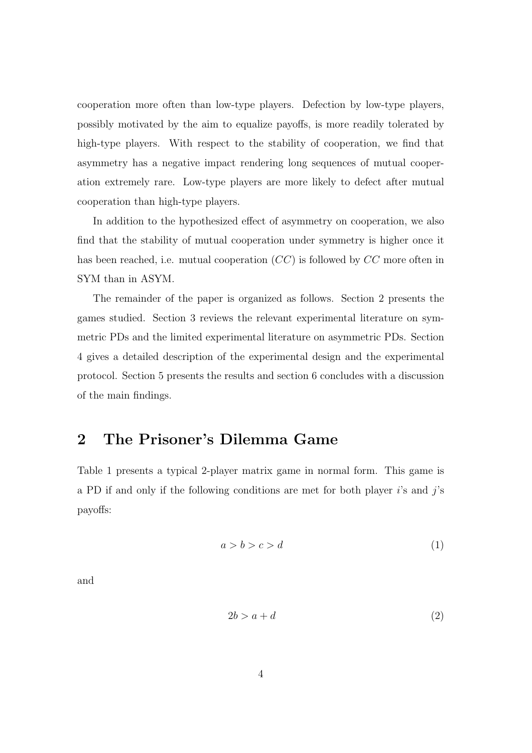cooperation more often than low-type players. Defection by low-type players, possibly motivated by the aim to equalize payoffs, is more readily tolerated by high-type players. With respect to the stability of cooperation, we find that asymmetry has a negative impact rendering long sequences of mutual cooperation extremely rare. Low-type players are more likely to defect after mutual cooperation than high-type players.

In addition to the hypothesized effect of asymmetry on cooperation, we also find that the stability of mutual cooperation under symmetry is higher once it has been reached, i.e. mutual cooperation ($CC$) is followed by $CC$ more often in SYM than in ASYM.

The remainder of the paper is organized as follows. Section 2 presents the games studied. Section 3 reviews the relevant experimental literature on symmetric PDs and the limited experimental literature on asymmetric PDs. Section 4 gives a detailed description of the experimental design and the experimental protocol. Section 5 presents the results and section 6 concludes with a discussion of the main findings.

## 2 The Prisoner's Dilemma Game

Table 1 presents a typical 2-player matrix game in normal form. This game is a PD if and only if the following conditions are met for both player $i$'s and $j$'s payoffs:

$$a > b > c > d \tag{1}$$

and

$$2b > a + d \tag{2}$$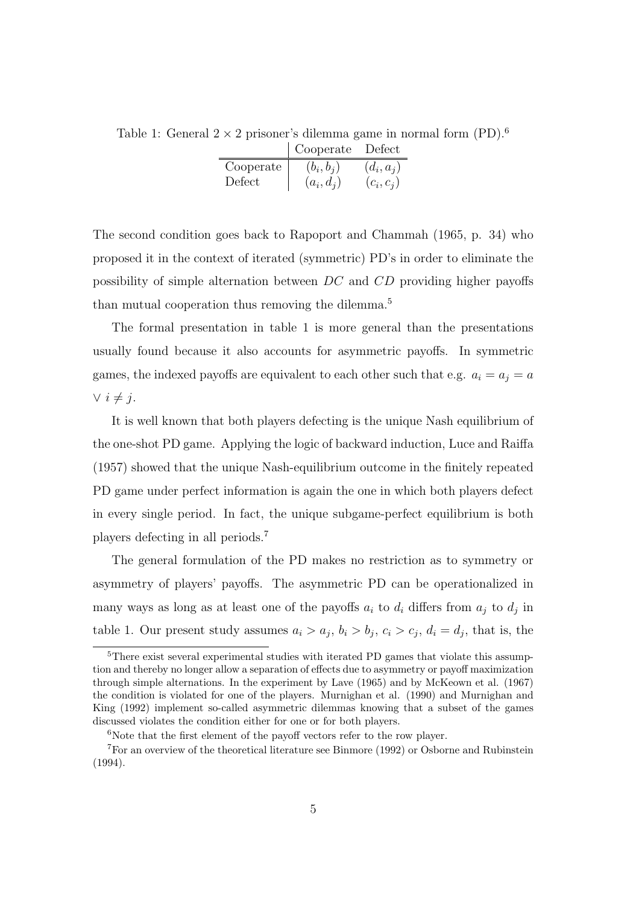Table 1: General $2 \times 2$ prisoner's dilemma game in normal form (PD).[6]

| | Cooperate | Defect |
|---|---|---|
| Cooperate | $(b_i, b_j)$ | $(d_i, a_j)$ |
| Defect | $(a_i, d_j)$ | $(c_i, c_j)$ |

The second condition goes back to Rapoport and Chammah (1965, p. 34) who proposed it in the context of iterated (symmetric) PD's in order to eliminate the possibility of simple alternation between $DC$ and $CD$ providing higher payoffs than mutual cooperation thus removing the dilemma.[5]

The formal presentation in table 1 is more general than the presentations usually found because it also accounts for asymmetric payoffs. In symmetric games, the indexed payoffs are equivalent to each other such that e.g. $a_i = a_j = a$ $\vee$ $i \neq j$.

It is well known that both players defecting is the unique Nash equilibrium of the one-shot PD game. Applying the logic of backward induction, Luce and Raiffa (1957) showed that the unique Nash-equilibrium outcome in the finitely repeated PD game under perfect information is again the one in which both players defect in every single period. In fact, the unique subgame-perfect equilibrium is both players defecting in all periods.[7]

The general formulation of the PD makes no restriction as to symmetry or asymmetry of players' payoffs. The asymmetric PD can be operationalized in many ways as long as at least one of the payoffs $a_i$ to $d_i$ differs from $a_j$ to $d_j$ in table 1. Our present study assumes $a_i > a_j$, $b_i > b_j$, $c_i > c_j$, $d_i = d_j$, that is, the

[5] There exist several experimental studies with iterated PD games that violate this assumption and thereby no longer allow a separation of effects due to asymmetry or payoff maximization through simple alternations. In the experiment by Lave (1965) and by McKeown et al. (1967) the condition is violated for one of the players. Murnighan et al. (1990) and Murnighan and King (1992) implement so-called asymmetric dilemmas knowing that a subset of the games discussed violates the condition either for one or for both players.

[6] Note that the first element of the payoff vectors refer to the row player.

[7] For an overview of the theoretical literature see Binmore (1992) or Osborne and Rubinstein (1994).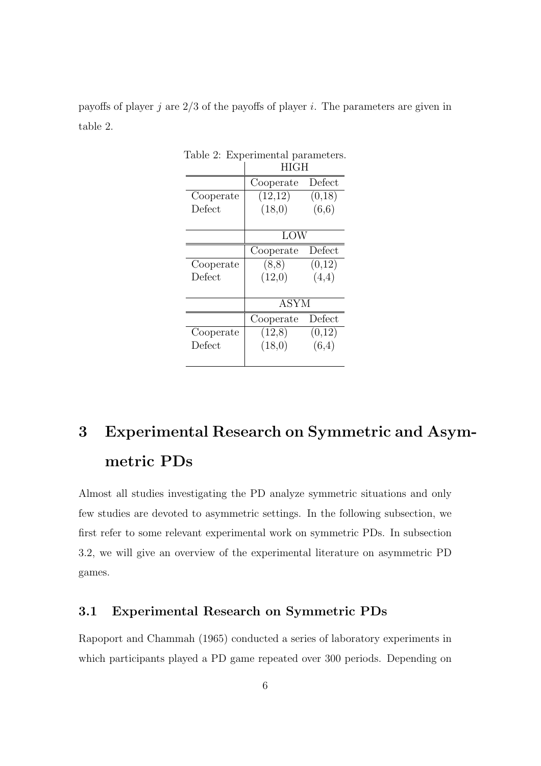payoffs of player $j$ are 2/3 of the payoffs of player $i$. The parameters are given in table 2.

Table 2: Experimental parameters.

| | HIGH | |
|---|---|---|
| | Cooperate | Defect |
| Cooperate | (12,12) | (0,18) |
| Defect | (18,0) | (6,6) |
| | **LOW** | |
| | Cooperate | Defect |
| Cooperate | (8,8) | (0,12) |
| Defect | (12,0) | (4,4) |
| | **ASYM** | |
| | Cooperate | Defect |
| Cooperate | (12,8) | (0,12) |
| Defect | (18,0) | (6,4) |

# 3 Experimental Research on Symmetric and Asymmetric PDs

Almost all studies investigating the PD analyze symmetric situations and only few studies are devoted to asymmetric settings. In the following subsection, we first refer to some relevant experimental work on symmetric PDs. In subsection 3.2, we will give an overview of the experimental literature on asymmetric PD games.

## 3.1 Experimental Research on Symmetric PDs

Rapoport and Chammah (1965) conducted a series of laboratory experiments in which participants played a PD game repeated over 300 periods. Depending on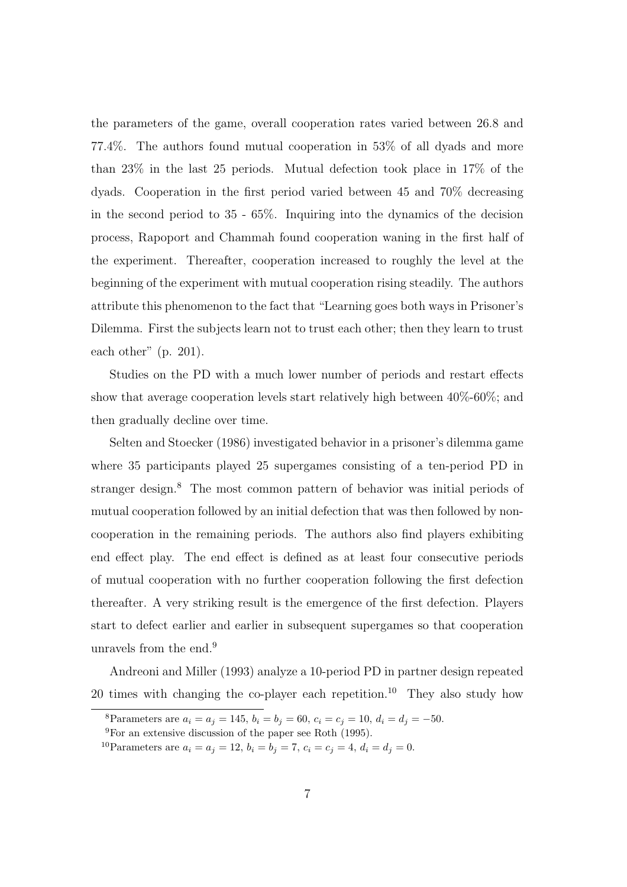the parameters of the game, overall cooperation rates varied between 26.8 and 77.4%. The authors found mutual cooperation in 53% of all dyads and more than 23% in the last 25 periods. Mutual defection took place in 17% of the dyads. Cooperation in the first period varied between 45 and 70% decreasing in the second period to 35 - 65%. Inquiring into the dynamics of the decision process, Rapoport and Chammah found cooperation waning in the first half of the experiment. Thereafter, cooperation increased to roughly the level at the beginning of the experiment with mutual cooperation rising steadily. The authors attribute this phenomenon to the fact that "Learning goes both ways in Prisoner's Dilemma. First the subjects learn not to trust each other; then they learn to trust each other" (p. 201).

Studies on the PD with a much lower number of periods and restart effects show that average cooperation levels start relatively high between 40%-60%; and then gradually decline over time.

Selten and Stoecker (1986) investigated behavior in a prisoner's dilemma game where 35 participants played 25 supergames consisting of a ten-period PD in stranger design.[8] The most common pattern of behavior was initial periods of mutual cooperation followed by an initial defection that was then followed by non-cooperation in the remaining periods. The authors also find players exhibiting end effect play. The end effect is defined as at least four consecutive periods of mutual cooperation with no further cooperation following the first defection thereafter. A very striking result is the emergence of the first defection. Players start to defect earlier and earlier in subsequent supergames so that cooperation unravels from the end.[9]

Andreoni and Miller (1993) analyze a 10-period PD in partner design repeated 20 times with changing the co-player each repetition.[10] They also study how

[8]Parameters are $a_i = a_j = 145$, $b_i = b_j = 60$, $c_i = c_j = 10$, $d_i = d_j = -50$.

[9]For an extensive discussion of the paper see Roth (1995).

[10]Parameters are $a_i = a_j = 12$, $b_i = b_j = 7$, $c_i = c_j = 4$, $d_i = d_j = 0$.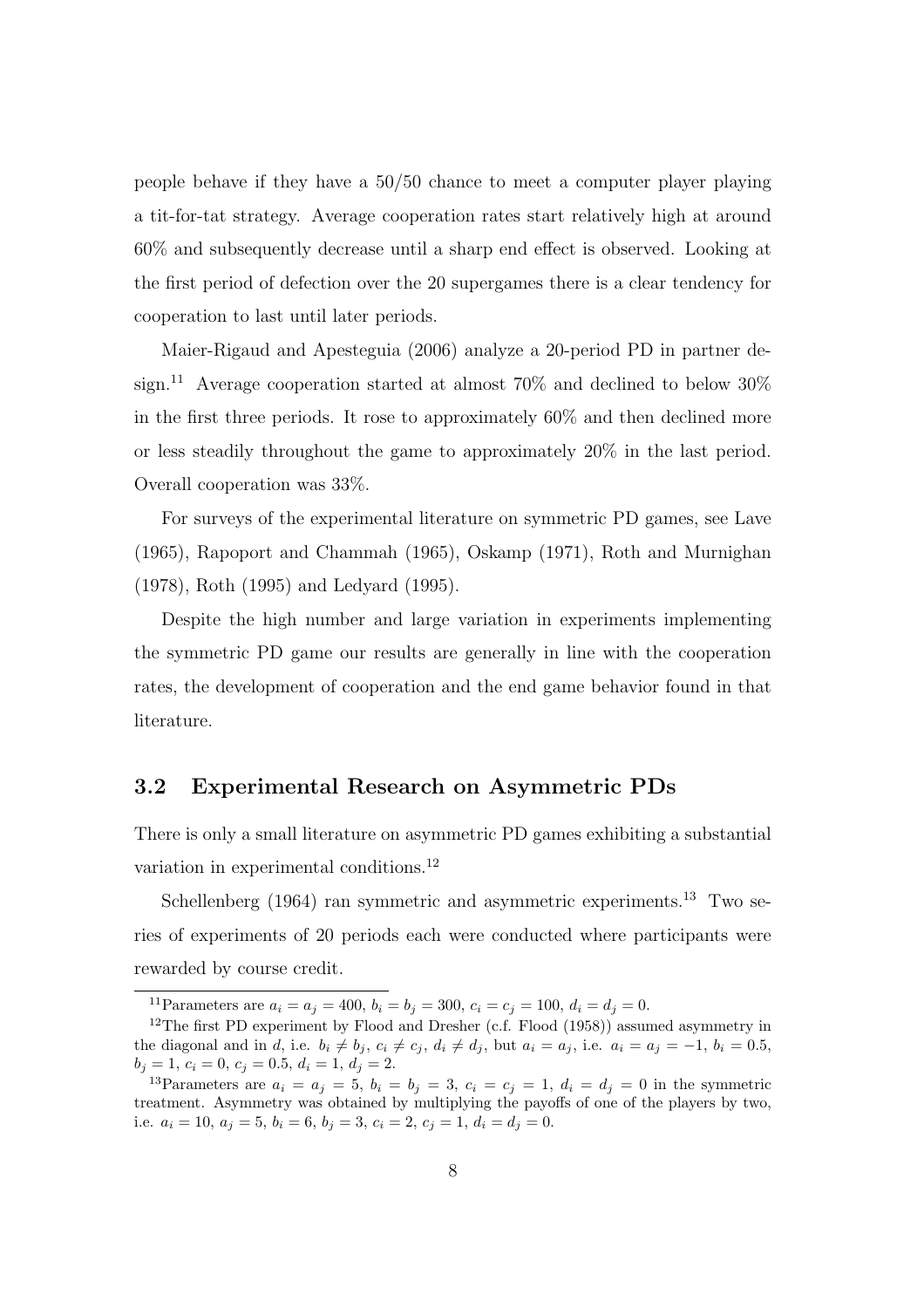people behave if they have a 50/50 chance to meet a computer player playing a tit-for-tat strategy. Average cooperation rates start relatively high at around 60% and subsequently decrease until a sharp end effect is observed. Looking at the first period of defection over the 20 supergames there is a clear tendency for cooperation to last until later periods.

Maier-Rigaud and Apesteguia (2006) analyze a 20-period PD in partner design.[11] Average cooperation started at almost 70% and declined to below 30% in the first three periods. It rose to approximately 60% and then declined more or less steadily throughout the game to approximately 20% in the last period. Overall cooperation was 33%.

For surveys of the experimental literature on symmetric PD games, see Lave (1965), Rapoport and Chammah (1965), Oskamp (1971), Roth and Murnighan (1978), Roth (1995) and Ledyard (1995).

Despite the high number and large variation in experiments implementing the symmetric PD game our results are generally in line with the cooperation rates, the development of cooperation and the end game behavior found in that literature.

## 3.2 Experimental Research on Asymmetric PDs

There is only a small literature on asymmetric PD games exhibiting a substantial variation in experimental conditions.[12]

Schellenberg (1964) ran symmetric and asymmetric experiments.[13] Two series of experiments of 20 periods each were conducted where participants were rewarded by course credit.

---

[11] Parameters are $a_i = a_j = 400$, $b_i = b_j = 300$, $c_i = c_j = 100$, $d_i = d_j = 0$.

[12] The first PD experiment by Flood and Dresher (c.f. Flood (1958)) assumed asymmetry in the diagonal and in $d$, i.e. $b_i \neq b_j$, $c_i \neq c_j$, $d_i \neq d_j$, but $a_i = a_j$, i.e. $a_i = a_j = -1$, $b_i = 0.5$, $b_j = 1$, $c_i = 0$, $c_j = 0.5$, $d_i = 1$, $d_j = 2$.

[13] Parameters are $a_i = a_j = 5$, $b_i = b_j = 3$, $c_i = c_j = 1$, $d_i = d_j = 0$ in the symmetric treatment. Asymmetry was obtained by multiplying the payoffs of one of the players by two, i.e. $a_i = 10$, $a_j = 5$, $b_i = 6$, $b_j = 3$, $c_i = 2$, $c_j = 1$, $d_i = d_j = 0$.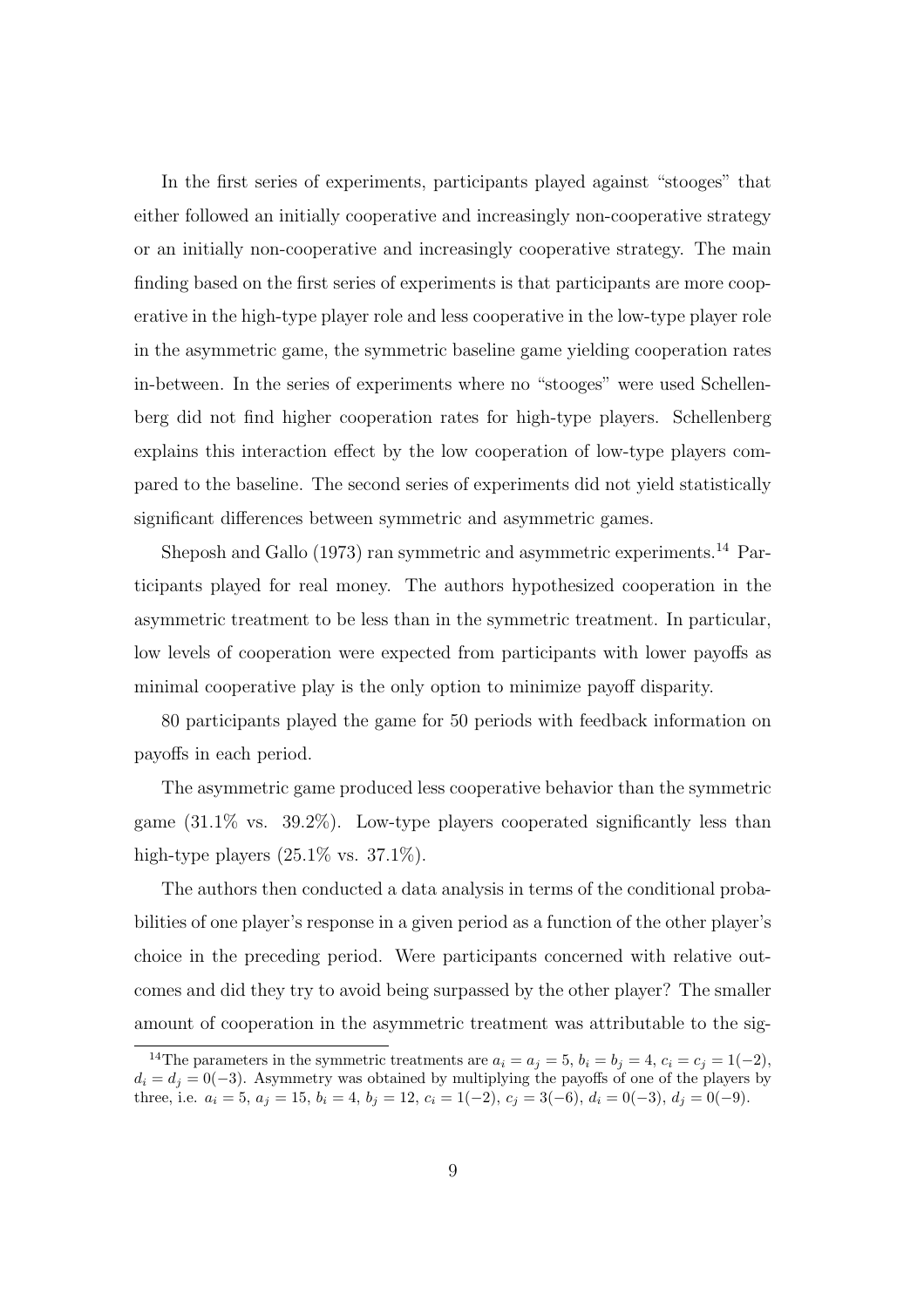In the first series of experiments, participants played against "stooges" that either followed an initially cooperative and increasingly non-cooperative strategy or an initially non-cooperative and increasingly cooperative strategy. The main finding based on the first series of experiments is that participants are more cooperative in the high-type player role and less cooperative in the low-type player role in the asymmetric game, the symmetric baseline game yielding cooperation rates in-between. In the series of experiments where no "stooges" were used Schellenberg did not find higher cooperation rates for high-type players. Schellenberg explains this interaction effect by the low cooperation of low-type players compared to the baseline. The second series of experiments did not yield statistically significant differences between symmetric and asymmetric games.

Sheposh and Gallo (1973) ran symmetric and asymmetric experiments.[14] Participants played for real money. The authors hypothesized cooperation in the asymmetric treatment to be less than in the symmetric treatment. In particular, low levels of cooperation were expected from participants with lower payoffs as minimal cooperative play is the only option to minimize payoff disparity.

80 participants played the game for 50 periods with feedback information on payoffs in each period.

The asymmetric game produced less cooperative behavior than the symmetric game (31.1% vs. 39.2%). Low-type players cooperated significantly less than high-type players (25.1% vs. 37.1%).

The authors then conducted a data analysis in terms of the conditional probabilities of one player's response in a given period as a function of the other player's choice in the preceding period. Were participants concerned with relative outcomes and did they try to avoid being surpassed by the other player? The smaller amount of cooperation in the asymmetric treatment was attributable to the sig-

[14] The parameters in the symmetric treatments are $a_i = a_j = 5$, $b_i = b_j = 4$, $c_i = c_j = 1(-2)$, $d_i = d_j = 0(-3)$. Asymmetry was obtained by multiplying the payoffs of one of the players by three, i.e. $a_i = 5$, $a_j = 15$, $b_i = 4$, $b_j = 12$, $c_i = 1(-2)$, $c_j = 3(-6)$, $d_i = 0(-3)$, $d_j = 0(-9)$.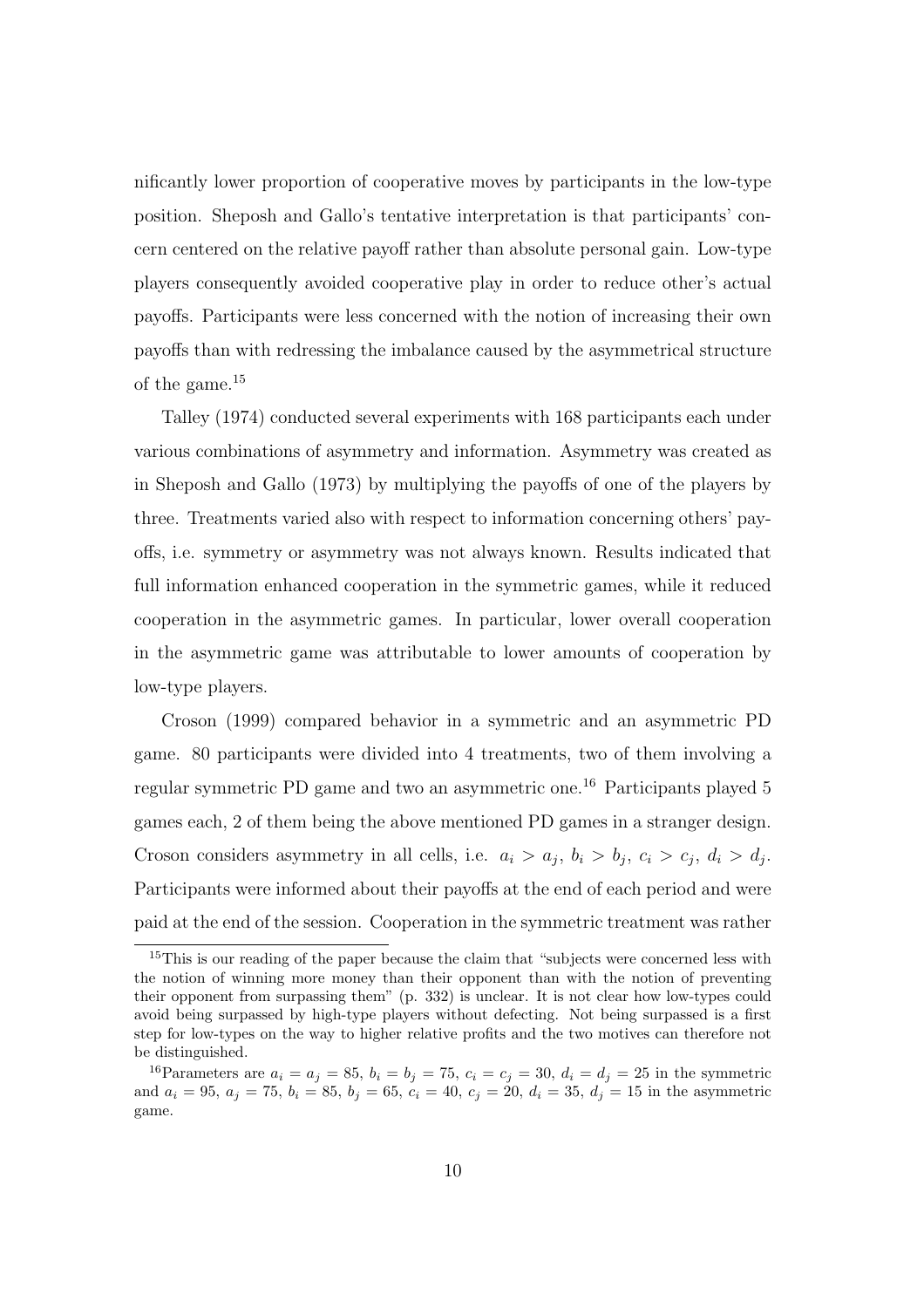nificantly lower proportion of cooperative moves by participants in the low-type position. Sheposh and Gallo's tentative interpretation is that participants' concern centered on the relative payoff rather than absolute personal gain. Low-type players consequently avoided cooperative play in order to reduce other's actual payoffs. Participants were less concerned with the notion of increasing their own payoffs than with redressing the imbalance caused by the asymmetrical structure of the game.[15]

Talley (1974) conducted several experiments with 168 participants each under various combinations of asymmetry and information. Asymmetry was created as in Sheposh and Gallo (1973) by multiplying the payoffs of one of the players by three. Treatments varied also with respect to information concerning others' payoffs, i.e. symmetry or asymmetry was not always known. Results indicated that full information enhanced cooperation in the symmetric games, while it reduced cooperation in the asymmetric games. In particular, lower overall cooperation in the asymmetric game was attributable to lower amounts of cooperation by low-type players.

Croson (1999) compared behavior in a symmetric and an asymmetric PD game. 80 participants were divided into 4 treatments, two of them involving a regular symmetric PD game and two an asymmetric one.[16] Participants played 5 games each, 2 of them being the above mentioned PD games in a stranger design. Croson considers asymmetry in all cells, i.e. $a_i > a_j$, $b_i > b_j$, $c_i > c_j$, $d_i > d_j$. Participants were informed about their payoffs at the end of each period and were paid at the end of the session. Cooperation in the symmetric treatment was rather

---

[15] This is our reading of the paper because the claim that "subjects were concerned less with the notion of winning more money than their opponent than with the notion of preventing their opponent from surpassing them" (p. 332) is unclear. It is not clear how low-types could avoid being surpassed by high-type players without defecting. Not being surpassed is a first step for low-types on the way to higher relative profits and the two motives can therefore not be distinguished.

[16] Parameters are $a_i = a_j = 85$, $b_i = b_j = 75$, $c_i = c_j = 30$, $d_i = d_j = 25$ in the symmetric and $a_i = 95$, $a_j = 75$, $b_i = 85$, $b_j = 65$, $c_i = 40$, $c_j = 20$, $d_i = 35$, $d_j = 15$ in the asymmetric game.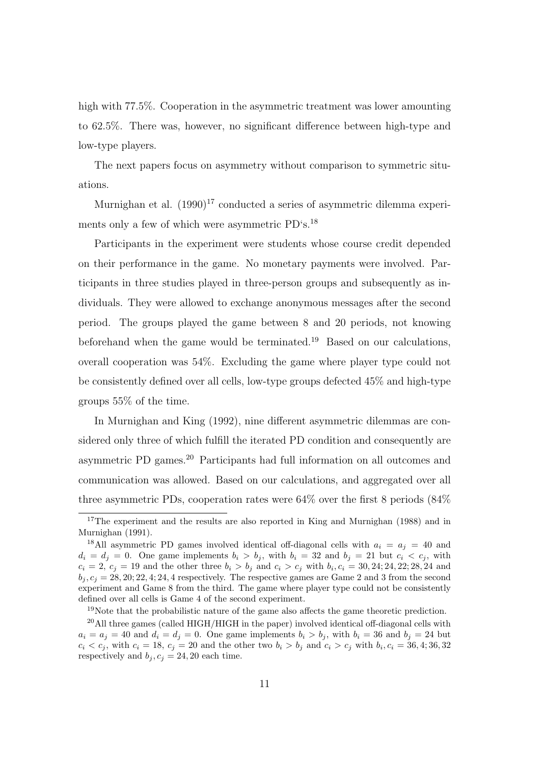high with 77.5%. Cooperation in the asymmetric treatment was lower amounting to 62.5%. There was, however, no significant difference between high-type and low-type players.

The next papers focus on asymmetry without comparison to symmetric situations.

Murnighan et al. (1990)[17] conducted a series of asymmetric dilemma experiments only a few of which were asymmetric PD's.[18]

Participants in the experiment were students whose course credit depended on their performance in the game. No monetary payments were involved. Participants in three studies played in three-person groups and subsequently as individuals. They were allowed to exchange anonymous messages after the second period. The groups played the game between 8 and 20 periods, not knowing beforehand when the game would be terminated.[19] Based on our calculations, overall cooperation was 54%. Excluding the game where player type could not be consistently defined over all cells, low-type groups defected 45% and high-type groups 55% of the time.

In Murnighan and King (1992), nine different asymmetric dilemmas are considered only three of which fulfill the iterated PD condition and consequently are asymmetric PD games.[20] Participants had full information on all outcomes and communication was allowed. Based on our calculations, and aggregated over all three asymmetric PDs, cooperation rates were 64% over the first 8 periods (84%

[17] The experiment and the results are also reported in King and Murnighan (1988) and in Murnighan (1991).

[18] All asymmetric PD games involved identical off-diagonal cells with $a_i = a_j = 40$ and $d_i = d_j = 0$. One game implements $b_i > b_j$, with $b_i = 32$ and $b_j = 21$ but $c_i < c_j$, with $c_i = 2$, $c_j = 19$ and the other three $b_i > b_j$ and $c_i > c_j$ with $b_i, c_i = 30, 24; 24, 22; 28, 24$ and $b_j, c_j = 28, 20; 22, 4; 24, 4$ respectively. The respective games are Game 2 and 3 from the second experiment and Game 8 from the third. The game where player type could not be consistently defined over all cells is Game 4 of the second experiment.

[19] Note that the probabilistic nature of the game also affects the game theoretic prediction.

[20] All three games (called HIGH/HIGH in the paper) involved identical off-diagonal cells with $a_i = a_j = 40$ and $d_i = d_j = 0$. One game implements $b_i > b_j$, with $b_i = 36$ and $b_j = 24$ but $c_i < c_j$, with $c_i = 18$, $c_j = 20$ and the other two $b_i > b_j$ and $c_i > c_j$ with $b_i, c_i = 36, 4; 36, 32$ respectively and $b_j, c_j = 24, 20$ each time.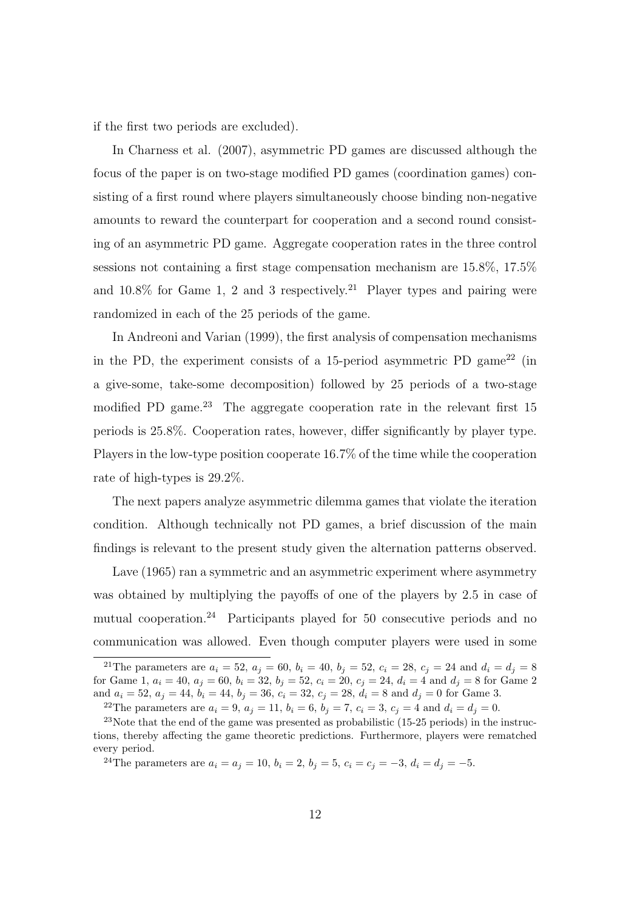if the first two periods are excluded).

In Charness et al. (2007), asymmetric PD games are discussed although the focus of the paper is on two-stage modified PD games (coordination games) consisting of a first round where players simultaneously choose binding non-negative amounts to reward the counterpart for cooperation and a second round consisting of an asymmetric PD game. Aggregate cooperation rates in the three control sessions not containing a first stage compensation mechanism are 15.8%, 17.5% and 10.8% for Game 1, 2 and 3 respectively.[21] Player types and pairing were randomized in each of the 25 periods of the game.

In Andreoni and Varian (1999), the first analysis of compensation mechanisms in the PD, the experiment consists of a 15-period asymmetric PD game[22] (in a give-some, take-some decomposition) followed by 25 periods of a two-stage modified PD game.[23] The aggregate cooperation rate in the relevant first 15 periods is 25.8%. Cooperation rates, however, differ significantly by player type. Players in the low-type position cooperate 16.7% of the time while the cooperation rate of high-types is 29.2%.

The next papers analyze asymmetric dilemma games that violate the iteration condition. Although technically not PD games, a brief discussion of the main findings is relevant to the present study given the alternation patterns observed.

Lave (1965) ran a symmetric and an asymmetric experiment where asymmetry was obtained by multiplying the payoffs of one of the players by 2.5 in case of mutual cooperation.[24] Participants played for 50 consecutive periods and no communication was allowed. Even though computer players were used in some

[21] The parameters are $a_i = 52$, $a_j = 60$, $b_i = 40$, $b_j = 52$, $c_i = 28$, $c_j = 24$ and $d_i = d_j = 8$ for Game 1, $a_i = 40$, $a_j = 60$, $b_i = 32$, $b_j = 52$, $c_i = 20$, $c_j = 24$, $d_i = 4$ and $d_j = 8$ for Game 2 and $a_i = 52$, $a_j = 44$, $b_i = 44$, $b_j = 36$, $c_i = 32$, $c_j = 28$, $d_i = 8$ and $d_j = 0$ for Game 3.

[22] The parameters are $a_i = 9$, $a_j = 11$, $b_i = 6$, $b_j = 7$, $c_i = 3$, $c_j = 4$ and $d_i = d_j = 0$.

[23] Note that the end of the game was presented as probabilistic (15-25 periods) in the instructions, thereby affecting the game theoretic predictions. Furthermore, players were rematched every period.

[24] The parameters are $a_i = a_j = 10$, $b_i = 2$, $b_j = 5$, $c_i = c_j = -3$, $d_i = d_j = -5$.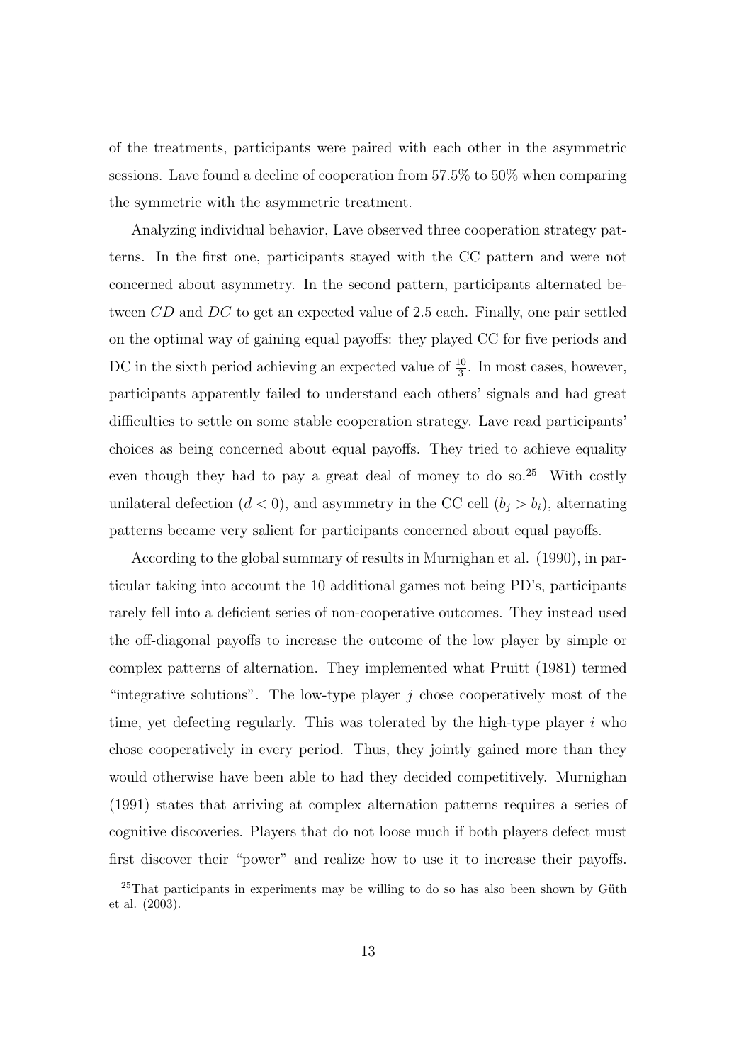of the treatments, participants were paired with each other in the asymmetric sessions. Lave found a decline of cooperation from 57.5% to 50% when comparing the symmetric with the asymmetric treatment.

Analyzing individual behavior, Lave observed three cooperation strategy patterns. In the first one, participants stayed with the CC pattern and were not concerned about asymmetry. In the second pattern, participants alternated between $CD$ and $DC$ to get an expected value of 2.5 each. Finally, one pair settled on the optimal way of gaining equal payoffs: they played CC for five periods and DC in the sixth period achieving an expected value of $\frac{10}{3}$. In most cases, however, participants apparently failed to understand each others' signals and had great difficulties to settle on some stable cooperation strategy. Lave read participants' choices as being concerned about equal payoffs. They tried to achieve equality even though they had to pay a great deal of money to do so.[25] With costly unilateral defection ($d < 0$), and asymmetry in the CC cell ($b_j > b_i$), alternating patterns became very salient for participants concerned about equal payoffs.

According to the global summary of results in Murnighan et al. (1990), in particular taking into account the 10 additional games not being PD's, participants rarely fell into a deficient series of non-cooperative outcomes. They instead used the off-diagonal payoffs to increase the outcome of the low player by simple or complex patterns of alternation. They implemented what Pruitt (1981) termed "integrative solutions". The low-type player $j$ chose cooperatively most of the time, yet defecting regularly. This was tolerated by the high-type player $i$ who chose cooperatively in every period. Thus, they jointly gained more than they would otherwise have been able to had they decided competitively. Murnighan (1991) states that arriving at complex alternation patterns requires a series of cognitive discoveries. Players that do not loose much if both players defect must first discover their "power" and realize how to use it to increase their payoffs.

[25] That participants in experiments may be willing to do so has also been shown by Güth et al. (2003).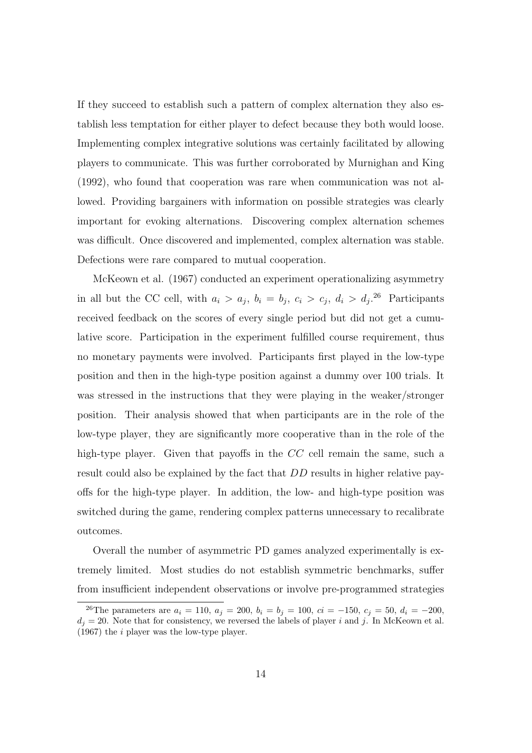If they succeed to establish such a pattern of complex alternation they also establish less temptation for either player to defect because they both would loose. Implementing complex integrative solutions was certainly facilitated by allowing players to communicate. This was further corroborated by Murnighan and King (1992), who found that cooperation was rare when communication was not allowed. Providing bargainers with information on possible strategies was clearly important for evoking alternations. Discovering complex alternation schemes was difficult. Once discovered and implemented, complex alternation was stable. Defections were rare compared to mutual cooperation.

McKeown et al. (1967) conducted an experiment operationalizing asymmetry in all but the CC cell, with $a_i > a_j$, $b_i = b_j$, $c_i > c_j$, $d_i > d_j$.[26] Participants received feedback on the scores of every single period but did not get a cumulative score. Participation in the experiment fulfilled course requirement, thus no monetary payments were involved. Participants first played in the low-type position and then in the high-type position against a dummy over 100 trials. It was stressed in the instructions that they were playing in the weaker/stronger position. Their analysis showed that when participants are in the role of the low-type player, they are significantly more cooperative than in the role of the high-type player. Given that payoffs in the $CC$ cell remain the same, such a result could also be explained by the fact that $DD$ results in higher relative payoffs for the high-type player. In addition, the low- and high-type position was switched during the game, rendering complex patterns unnecessary to recalibrate outcomes.

Overall the number of asymmetric PD games analyzed experimentally is extremely limited. Most studies do not establish symmetric benchmarks, suffer from insufficient independent observations or involve pre-programmed strategies

[26] The parameters are $a_i = 110$, $a_j = 200$, $b_i = b_j = 100$, $ci = -150$, $c_j = 50$, $d_i = -200$, $d_j = 20$. Note that for consistency, we reversed the labels of player $i$ and $j$. In McKeown et al. (1967) the $i$ player was the low-type player.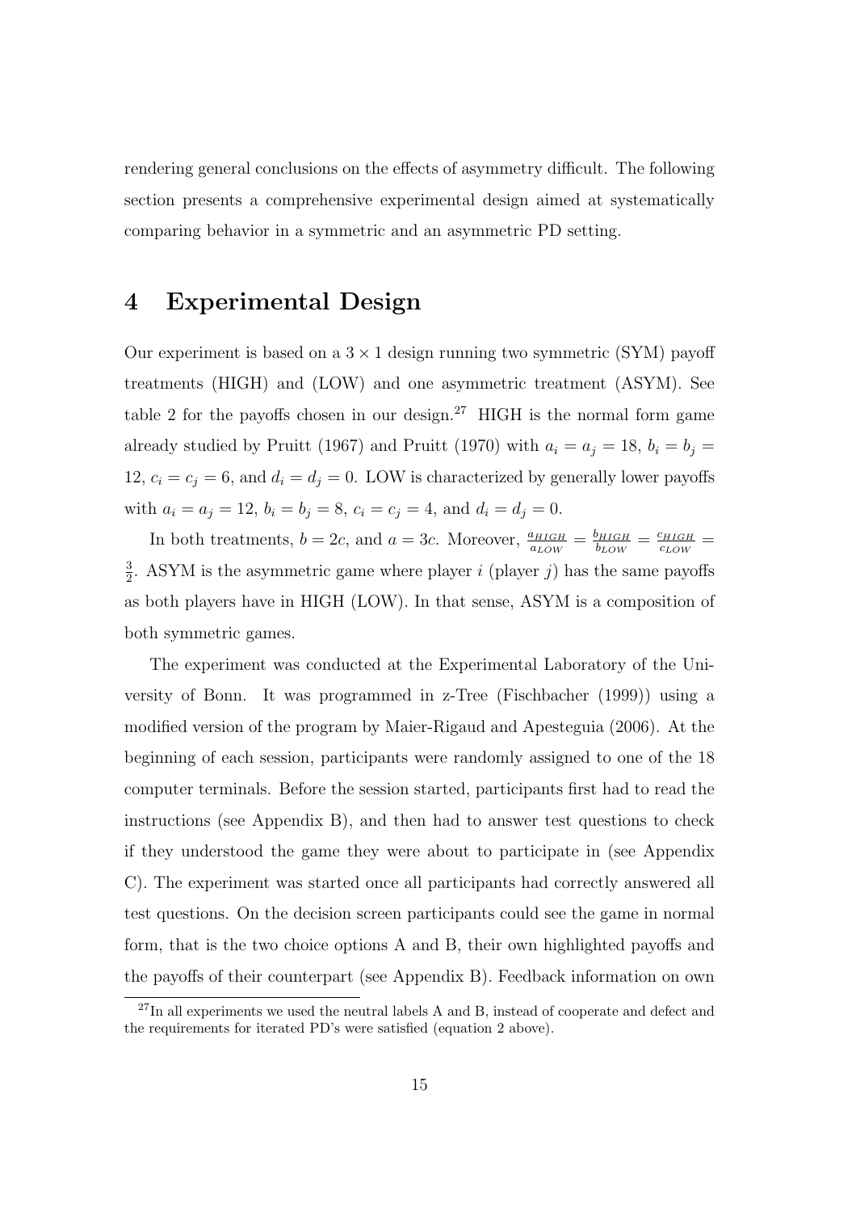rendering general conclusions on the effects of asymmetry difficult. The following section presents a comprehensive experimental design aimed at systematically comparing behavior in a symmetric and an asymmetric PD setting.

# 4 Experimental Design

Our experiment is based on a $3 \times 1$ design running two symmetric (SYM) payoff treatments (HIGH) and (LOW) and one asymmetric treatment (ASYM). See table 2 for the payoffs chosen in our design.[27] HIGH is the normal form game already studied by Pruitt (1967) and Pruitt (1970) with $a_i = a_j = 18$, $b_i = b_j = 12$, $c_i = c_j = 6$, and $d_i = d_j = 0$. LOW is characterized by generally lower payoffs with $a_i = a_j = 12$, $b_i = b_j = 8$, $c_i = c_j = 4$, and $d_i = d_j = 0$.

In both treatments, $b = 2c$, and $a = 3c$. Moreover, $\frac{a_{HIGH}}{a_{LOW}} = \frac{b_{HIGH}}{b_{LOW}} = \frac{c_{HIGH}}{c_{LOW}} = \frac{3}{2}$. ASYM is the asymmetric game where player $i$ (player $j$) has the same payoffs as both players have in HIGH (LOW). In that sense, ASYM is a composition of both symmetric games.

The experiment was conducted at the Experimental Laboratory of the University of Bonn. It was programmed in z-Tree (Fischbacher (1999)) using a modified version of the program by Maier-Rigaud and Apesteguia (2006). At the beginning of each session, participants were randomly assigned to one of the 18 computer terminals. Before the session started, participants first had to read the instructions (see Appendix B), and then had to answer test questions to check if they understood the game they were about to participate in (see Appendix C). The experiment was started once all participants had correctly answered all test questions. On the decision screen participants could see the game in normal form, that is the two choice options A and B, their own highlighted payoffs and the payoffs of their counterpart (see Appendix B). Feedback information on own

[27] In all experiments we used the neutral labels A and B, instead of cooperate and defect and the requirements for iterated PD's were satisfied (equation 2 above).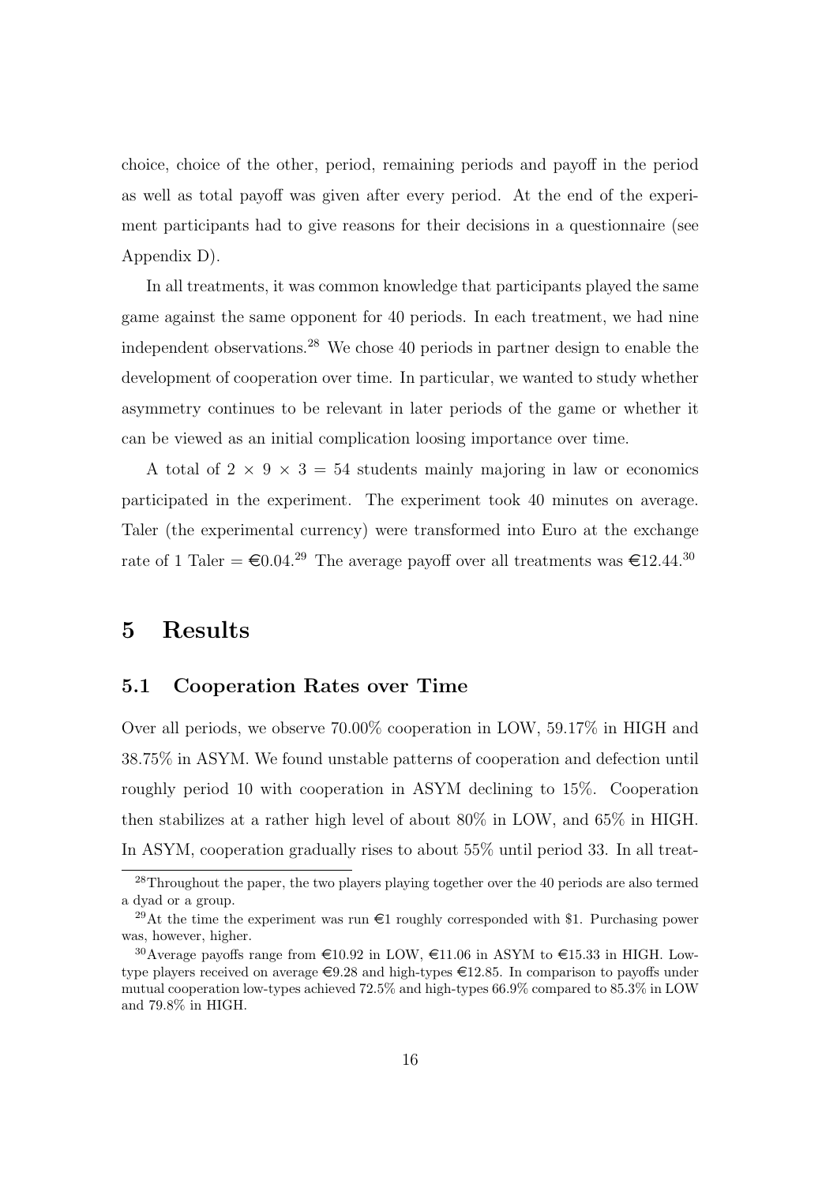choice, choice of the other, period, remaining periods and payoff in the period as well as total payoff was given after every period. At the end of the experiment participants had to give reasons for their decisions in a questionnaire (see Appendix D).

In all treatments, it was common knowledge that participants played the same game against the same opponent for 40 periods. In each treatment, we had nine independent observations.[28] We chose 40 periods in partner design to enable the development of cooperation over time. In particular, we wanted to study whether asymmetry continues to be relevant in later periods of the game or whether it can be viewed as an initial complication loosing importance over time.

A total of $2 \times 9 \times 3 = 54$ students mainly majoring in law or economics participated in the experiment. The experiment took 40 minutes on average. Taler (the experimental currency) were transformed into Euro at the exchange rate of 1 Taler = €0.04.[29] The average payoff over all treatments was €12.44.[30]

# 5 Results

## 5.1 Cooperation Rates over Time

Over all periods, we observe 70.00% cooperation in LOW, 59.17% in HIGH and 38.75% in ASYM. We found unstable patterns of cooperation and defection until roughly period 10 with cooperation in ASYM declining to 15%. Cooperation then stabilizes at a rather high level of about 80% in LOW, and 65% in HIGH. In ASYM, cooperation gradually rises to about 55% until period 33. In all treat-

---

[28] Throughout the paper, the two players playing together over the 40 periods are also termed a dyad or a group.

[29] At the time the experiment was run €1 roughly corresponded with \$1. Purchasing power was, however, higher.

[30] Average payoffs range from €10.92 in LOW, €11.06 in ASYM to €15.33 in HIGH. Low-type players received on average €9.28 and high-types €12.85. In comparison to payoffs under mutual cooperation low-types achieved 72.5% and high-types 66.9% compared to 85.3% in LOW and 79.8% in HIGH.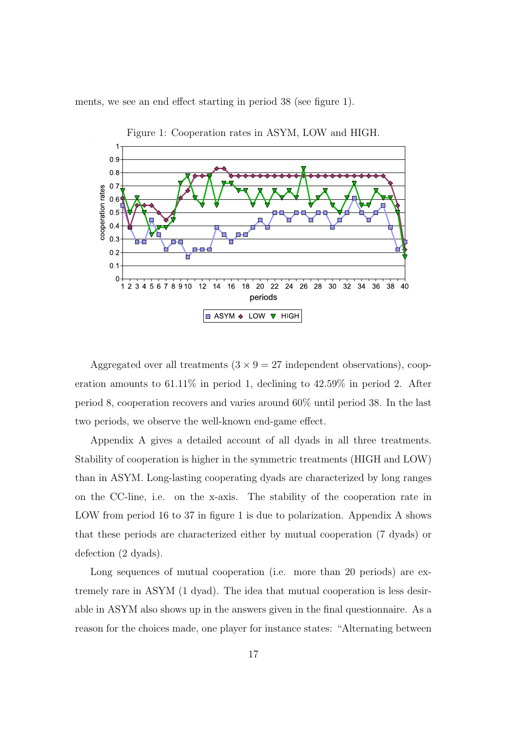ments, we see an end effect starting in period 38 (see figure 1).

Figure 1: Cooperation rates in ASYM, LOW and HIGH.

Aggregated over all treatments ($3 \times 9 = 27$ independent observations), cooperation amounts to 61.11% in period 1, declining to 42.59% in period 2. After period 8, cooperation recovers and varies around 60% until period 38. In the last two periods, we observe the well-known end-game effect.

Appendix A gives a detailed account of all dyads in all three treatments. Stability of cooperation is higher in the symmetric treatments (HIGH and LOW) than in ASYM. Long-lasting cooperating dyads are characterized by long ranges on the CC-line, i.e. on the x-axis. The stability of the cooperation rate in LOW from period 16 to 37 in figure 1 is due to polarization. Appendix A shows that these periods are characterized either by mutual cooperation (7 dyads) or defection (2 dyads).

Long sequences of mutual cooperation (i.e. more than 20 periods) are extremely rare in ASYM (1 dyad). The idea that mutual cooperation is less desirable in ASYM also shows up in the answers given in the final questionnaire. As a reason for the choices made, one player for instance states: "Alternating between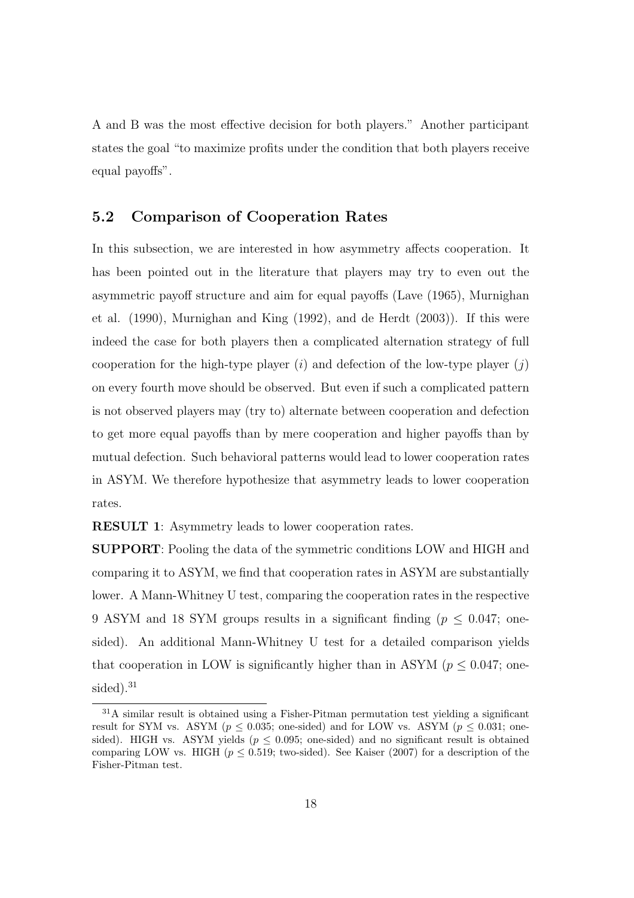A and B was the most effective decision for both players." Another participant states the goal "to maximize profits under the condition that both players receive equal payoffs".

### 5.2 Comparison of Cooperation Rates

In this subsection, we are interested in how asymmetry affects cooperation. It has been pointed out in the literature that players may try to even out the asymmetric payoff structure and aim for equal payoffs (Lave (1965), Murnighan et al. (1990), Murnighan and King (1992), and de Herdt (2003)). If this were indeed the case for both players then a complicated alternation strategy of full cooperation for the high-type player ($i$) and defection of the low-type player ($j$) on every fourth move should be observed. But even if such a complicated pattern is not observed players may (try to) alternate between cooperation and defection to get more equal payoffs than by mere cooperation and higher payoffs than by mutual defection. Such behavioral patterns would lead to lower cooperation rates in ASYM. We therefore hypothesize that asymmetry leads to lower cooperation rates.

**RESULT 1**: Asymmetry leads to lower cooperation rates.

**SUPPORT**: Pooling the data of the symmetric conditions LOW and HIGH and comparing it to ASYM, we find that cooperation rates in ASYM are substantially lower. A Mann-Whitney U test, comparing the cooperation rates in the respective 9 ASYM and 18 SYM groups results in a significant finding ($p \leq 0.047$; one-sided). An additional Mann-Whitney U test for a detailed comparison yields that cooperation in LOW is significantly higher than in ASYM ($p \leq 0.047$; one-sided).[31]

[31] A similar result is obtained using a Fisher-Pitman permutation test yielding a significant result for SYM vs. ASYM ($p \leq 0.035$; one-sided) and for LOW vs. ASYM ($p \leq 0.031$; one-sided). HIGH vs. ASYM yields ($p \leq 0.095$; one-sided) and no significant result is obtained comparing LOW vs. HIGH ($p \leq 0.519$; two-sided). See Kaiser (2007) for a description of the Fisher-Pitman test.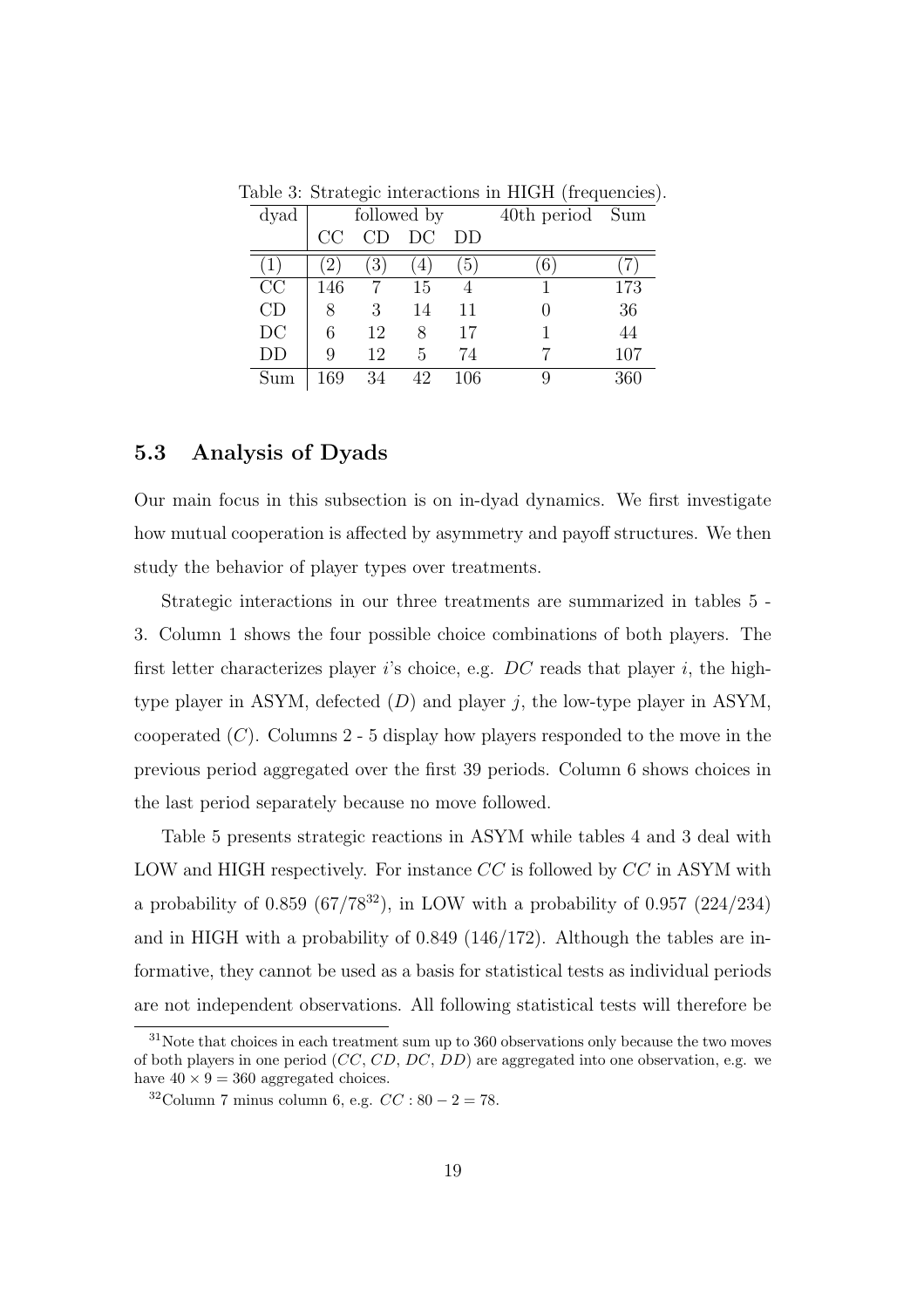Table 3: Strategic interactions in HIGH (frequencies).

| dyad | followed by | | | | 40th period | Sum |
|---|---|---|---|---|---|---|
| | CC | CD | DC | DD | | |
| (1) | (2) | (3) | (4) | (5) | (6) | (7) |
| CC | 146 | 7 | 15 | 4 | 1 | 173 |
| CD | 8 | 3 | 14 | 11 | 0 | 36 |
| DC | 6 | 12 | 8 | 17 | 1 | 44 |
| DD | 9 | 12 | 5 | 74 | 7 | 107 |
| Sum | 169 | 34 | 42 | 106 | 9 | 360 |

### 5.3 Analysis of Dyads

Our main focus in this subsection is on in-dyad dynamics. We first investigate how mutual cooperation is affected by asymmetry and payoff structures. We then study the behavior of player types over treatments.

Strategic interactions in our three treatments are summarized in tables 5 - 3. Column 1 shows the four possible choice combinations of both players. The first letter characterizes player $i$'s choice, e.g. $DC$ reads that player $i$, the high-type player in ASYM, defected ($D$) and player $j$, the low-type player in ASYM, cooperated ($C$). Columns 2 - 5 display how players responded to the move in the previous period aggregated over the first 39 periods. Column 6 shows choices in the last period separately because no move followed.

Table 5 presents strategic reactions in ASYM while tables 4 and 3 deal with LOW and HIGH respectively. For instance $CC$ is followed by $CC$ in ASYM with a probability of 0.859 (67/78[32]), in LOW with a probability of 0.957 (224/234) and in HIGH with a probability of 0.849 (146/172). Although the tables are informative, they cannot be used as a basis for statistical tests as individual periods are not independent observations. All following statistical tests will therefore be

[31]Note that choices in each treatment sum up to 360 observations only because the two moves of both players in one period ($CC$, $CD$, $DC$, $DD$) are aggregated into one observation, e.g. we have $40 \times 9 = 360$ aggregated choices.

[32]Column 7 minus column 6, e.g. $CC : 80 - 2 = 78$.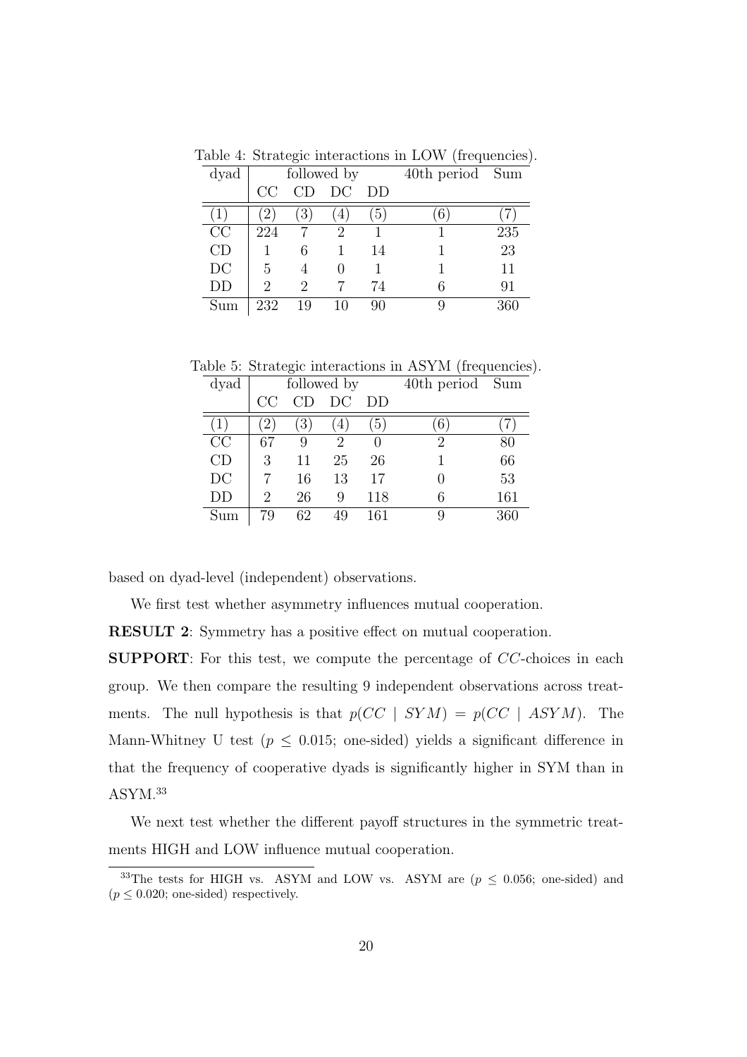Table 4: Strategic interactions in LOW (frequencies).

| dyad | followed by | | | | 40th period | Sum |
|---|---|---|---|---|---|---|
| | CC | CD | DC | DD | | |
| (1) | (2) | (3) | (4) | (5) | (6) | (7) |
| CC | 224 | 7 | 2 | 1 | 1 | 235 |
| CD | 1 | 6 | 1 | 14 | 1 | 23 |
| DC | 5 | 4 | 0 | 1 | 1 | 11 |
| DD | 2 | 2 | 7 | 74 | 6 | 91 |
| Sum | 232 | 19 | 10 | 90 | 9 | 360 |

Table 5: Strategic interactions in ASYM (frequencies).

| dyad | followed by | | | | 40th period | Sum |
|---|---|---|---|---|---|---|
| | CC | CD | DC | DD | | |
| (1) | (2) | (3) | (4) | (5) | (6) | (7) |
| CC | 67 | 9 | 2 | 0 | 2 | 80 |
| CD | 3 | 11 | 25 | 26 | 1 | 66 |
| DC | 7 | 16 | 13 | 17 | 0 | 53 |
| DD | 2 | 26 | 9 | 118 | 6 | 161 |
| Sum | 79 | 62 | 49 | 161 | 9 | 360 |

based on dyad-level (independent) observations.

We first test whether asymmetry influences mutual cooperation.

**RESULT 2**: Symmetry has a positive effect on mutual cooperation.

**SUPPORT**: For this test, we compute the percentage of $CC$-choices in each group. We then compare the resulting 9 independent observations across treatments. The null hypothesis is that $p(CC \mid SYM) = p(CC \mid ASYM)$. The Mann-Whitney U test ($p \leq 0.015$; one-sided) yields a significant difference in that the frequency of cooperative dyads is significantly higher in SYM than in ASYM.[33]

We next test whether the different payoff structures in the symmetric treatments HIGH and LOW influence mutual cooperation.

[33] The tests for HIGH vs. ASYM and LOW vs. ASYM are ($p \leq 0.056$; one-sided) and ($p \leq 0.020$; one-sided) respectively.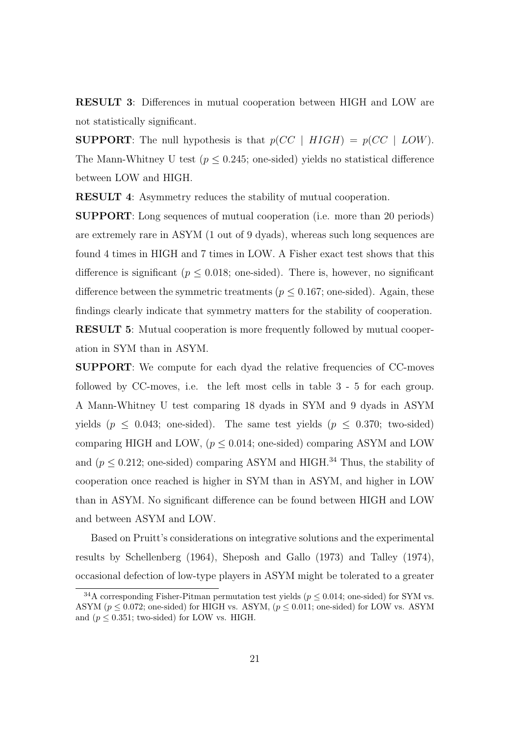**RESULT 3**: Differences in mutual cooperation between HIGH and LOW are not statistically significant.

**SUPPORT**: The null hypothesis is that $p(CC \mid HIGH) = p(CC \mid LOW)$. The Mann-Whitney U test ($p \leq 0.245$; one-sided) yields no statistical difference between LOW and HIGH.

**RESULT 4**: Asymmetry reduces the stability of mutual cooperation.

**SUPPORT**: Long sequences of mutual cooperation (i.e. more than 20 periods) are extremely rare in ASYM (1 out of 9 dyads), whereas such long sequences are found 4 times in HIGH and 7 times in LOW. A Fisher exact test shows that this difference is significant ($p \leq 0.018$; one-sided). There is, however, no significant difference between the symmetric treatments ($p \leq 0.167$; one-sided). Again, these findings clearly indicate that symmetry matters for the stability of cooperation.

**RESULT 5**: Mutual cooperation is more frequently followed by mutual cooperation in SYM than in ASYM.

**SUPPORT**: We compute for each dyad the relative frequencies of CC-moves followed by CC-moves, i.e. the left most cells in table 3 - 5 for each group. A Mann-Whitney U test comparing 18 dyads in SYM and 9 dyads in ASYM yields ($p \leq 0.043$; one-sided). The same test yields ($p \leq 0.370$; two-sided) comparing HIGH and LOW, ($p \leq 0.014$; one-sided) comparing ASYM and LOW and ($p \leq 0.212$; one-sided) comparing ASYM and HIGH.[34] Thus, the stability of cooperation once reached is higher in SYM than in ASYM, and higher in LOW than in ASYM. No significant difference can be found between HIGH and LOW and between ASYM and LOW.

Based on Pruitt's considerations on integrative solutions and the experimental results by Schellenberg (1964), Sheposh and Gallo (1973) and Talley (1974), occasional defection of low-type players in ASYM might be tolerated to a greater

[34] A corresponding Fisher-Pitman permutation test yields ($p \leq 0.014$; one-sided) for SYM vs. ASYM ($p \leq 0.072$; one-sided) for HIGH vs. ASYM, ($p \leq 0.011$; one-sided) for LOW vs. ASYM and ($p \leq 0.351$; two-sided) for LOW vs. HIGH.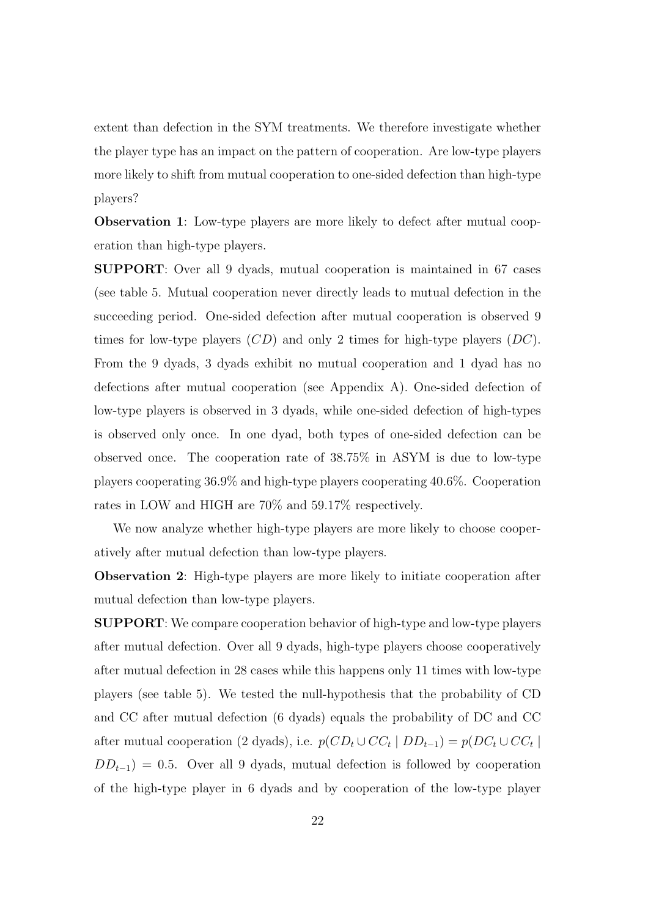extent than defection in the SYM treatments. We therefore investigate whether the player type has an impact on the pattern of cooperation. Are low-type players more likely to shift from mutual cooperation to one-sided defection than high-type players?

**Observation 1**: Low-type players are more likely to defect after mutual cooperation than high-type players.

**SUPPORT**: Over all 9 dyads, mutual cooperation is maintained in 67 cases (see table 5. Mutual cooperation never directly leads to mutual defection in the succeeding period. One-sided defection after mutual cooperation is observed 9 times for low-type players ($CD$) and only 2 times for high-type players ($DC$). From the 9 dyads, 3 dyads exhibit no mutual cooperation and 1 dyad has no defections after mutual cooperation (see Appendix A). One-sided defection of low-type players is observed in 3 dyads, while one-sided defection of high-types is observed only once. In one dyad, both types of one-sided defection can be observed once. The cooperation rate of 38.75% in ASYM is due to low-type players cooperating 36.9% and high-type players cooperating 40.6%. Cooperation rates in LOW and HIGH are 70% and 59.17% respectively.

We now analyze whether high-type players are more likely to choose cooperatively after mutual defection than low-type players.

**Observation 2**: High-type players are more likely to initiate cooperation after mutual defection than low-type players.

**SUPPORT**: We compare cooperation behavior of high-type and low-type players after mutual defection. Over all 9 dyads, high-type players choose cooperatively after mutual defection in 28 cases while this happens only 11 times with low-type players (see table 5). We tested the null-hypothesis that the probability of CD and CC after mutual defection (6 dyads) equals the probability of DC and CC after mutual cooperation (2 dyads), i.e. $p(CD_t \cup CC_t \mid DD_{t-1}) = p(DC_t \cup CC_t \mid DD_{t-1}) = 0.5$. Over all 9 dyads, mutual defection is followed by cooperation of the high-type player in 6 dyads and by cooperation of the low-type player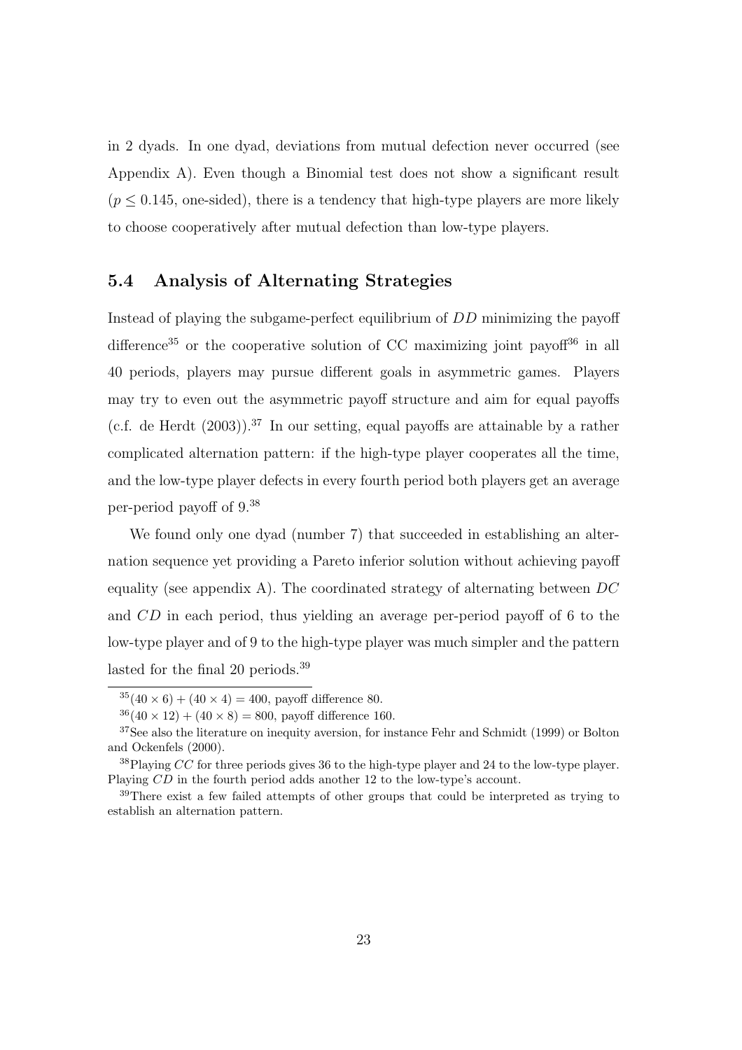in 2 dyads. In one dyad, deviations from mutual defection never occurred (see Appendix A). Even though a Binomial test does not show a significant result ($p \leq 0.145$, one-sided), there is a tendency that high-type players are more likely to choose cooperatively after mutual defection than low-type players.

### 5.4 Analysis of Alternating Strategies

Instead of playing the subgame-perfect equilibrium of $DD$ minimizing the payoff difference[35] or the cooperative solution of CC maximizing joint payoff[36] in all 40 periods, players may pursue different goals in asymmetric games. Players may try to even out the asymmetric payoff structure and aim for equal payoffs (c.f. de Herdt (2003)).[37] In our setting, equal payoffs are attainable by a rather complicated alternation pattern: if the high-type player cooperates all the time, and the low-type player defects in every fourth period both players get an average per-period payoff of 9.[38]

We found only one dyad (number 7) that succeeded in establishing an alternation sequence yet providing a Pareto inferior solution without achieving payoff equality (see appendix A). The coordinated strategy of alternating between $DC$ and $CD$ in each period, thus yielding an average per-period payoff of 6 to the low-type player and of 9 to the high-type player was much simpler and the pattern lasted for the final 20 periods.[39]

---

[35] $(40 \times 6) + (40 \times 4) = 400$, payoff difference 80.

[36] $(40 \times 12) + (40 \times 8) = 800$, payoff difference 160.

[37] See also the literature on inequity aversion, for instance Fehr and Schmidt (1999) or Bolton and Ockenfels (2000).

[38] Playing $CC$ for three periods gives 36 to the high-type player and 24 to the low-type player. Playing $CD$ in the fourth period adds another 12 to the low-type's account.

[39] There exist a few failed attempts of other groups that could be interpreted as trying to establish an alternation pattern.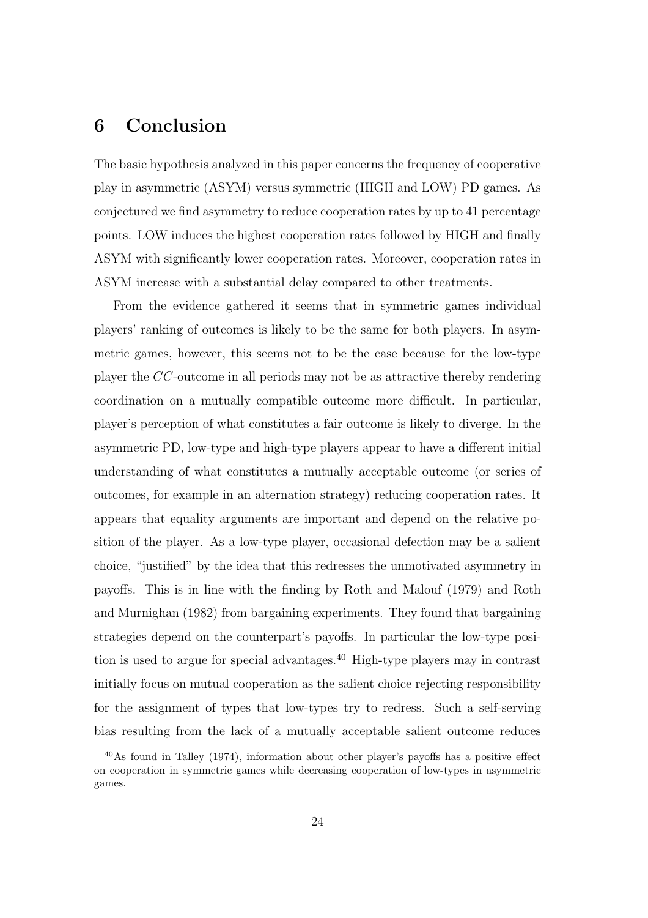# 6 Conclusion

The basic hypothesis analyzed in this paper concerns the frequency of cooperative play in asymmetric (ASYM) versus symmetric (HIGH and LOW) PD games. As conjectured we find asymmetry to reduce cooperation rates by up to 41 percentage points. LOW induces the highest cooperation rates followed by HIGH and finally ASYM with significantly lower cooperation rates. Moreover, cooperation rates in ASYM increase with a substantial delay compared to other treatments.

From the evidence gathered it seems that in symmetric games individual players' ranking of outcomes is likely to be the same for both players. In asymmetric games, however, this seems not to be the case because for the low-type player the $CC$-outcome in all periods may not be as attractive thereby rendering coordination on a mutually compatible outcome more difficult. In particular, player's perception of what constitutes a fair outcome is likely to diverge. In the asymmetric PD, low-type and high-type players appear to have a different initial understanding of what constitutes a mutually acceptable outcome (or series of outcomes, for example in an alternation strategy) reducing cooperation rates. It appears that equality arguments are important and depend on the relative position of the player. As a low-type player, occasional defection may be a salient choice, "justified" by the idea that this redresses the unmotivated asymmetry in payoffs. This is in line with the finding by Roth and Malouf (1979) and Roth and Murnighan (1982) from bargaining experiments. They found that bargaining strategies depend on the counterpart's payoffs. In particular the low-type position is used to argue for special advantages.[40] High-type players may in contrast initially focus on mutual cooperation as the salient choice rejecting responsibility for the assignment of types that low-types try to redress. Such a self-serving bias resulting from the lack of a mutually acceptable salient outcome reduces

[40] As found in Talley (1974), information about other player's payoffs has a positive effect on cooperation in symmetric games while decreasing cooperation of low-types in asymmetric games.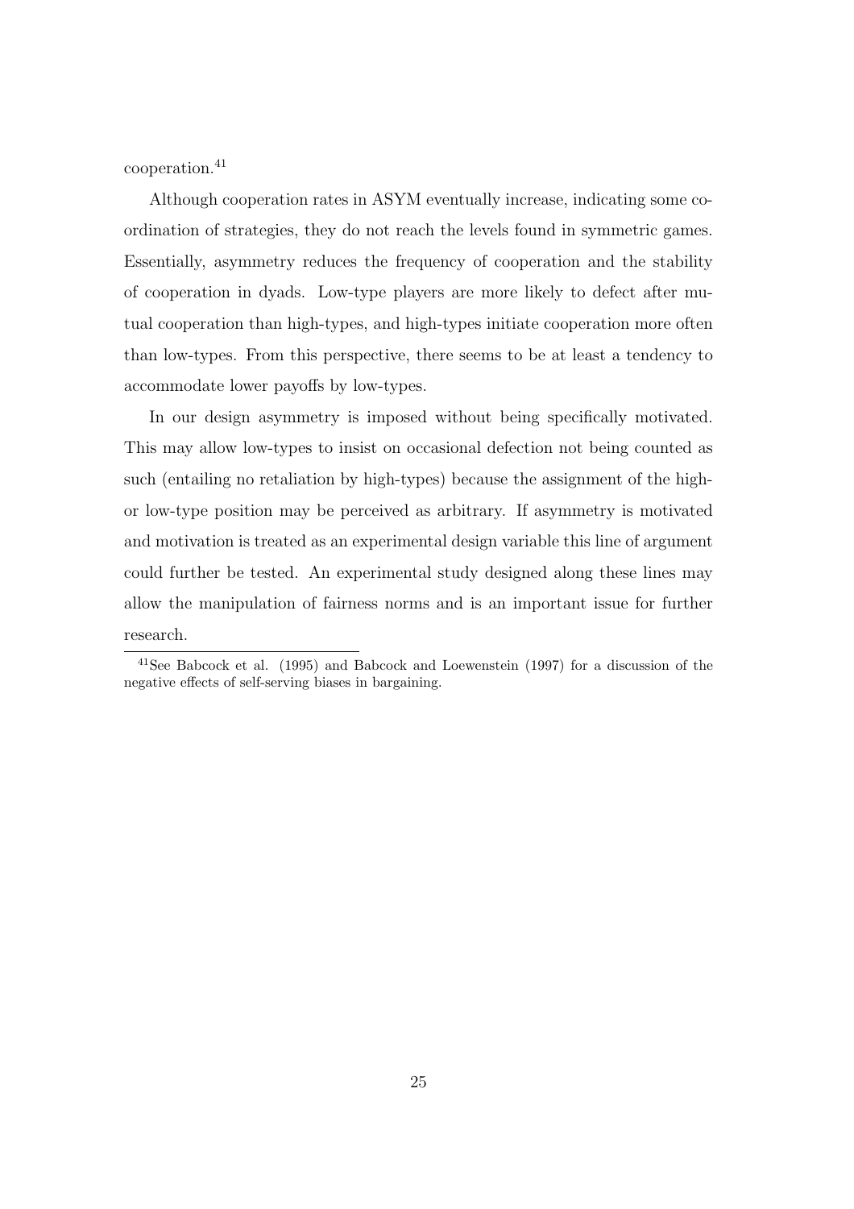cooperation.[41]

Although cooperation rates in ASYM eventually increase, indicating some coordination of strategies, they do not reach the levels found in symmetric games. Essentially, asymmetry reduces the frequency of cooperation and the stability of cooperation in dyads. Low-type players are more likely to defect after mutual cooperation than high-types, and high-types initiate cooperation more often than low-types. From this perspective, there seems to be at least a tendency to accommodate lower payoffs by low-types.

In our design asymmetry is imposed without being specifically motivated. This may allow low-types to insist on occasional defection not being counted as such (entailing no retaliation by high-types) because the assignment of the high- or low-type position may be perceived as arbitrary. If asymmetry is motivated and motivation is treated as an experimental design variable this line of argument could further be tested. An experimental study designed along these lines may allow the manipulation of fairness norms and is an important issue for further research.

[41] See Babcock et al. (1995) and Babcock and Loewenstein (1997) for a discussion of the negative effects of self-serving biases in bargaining.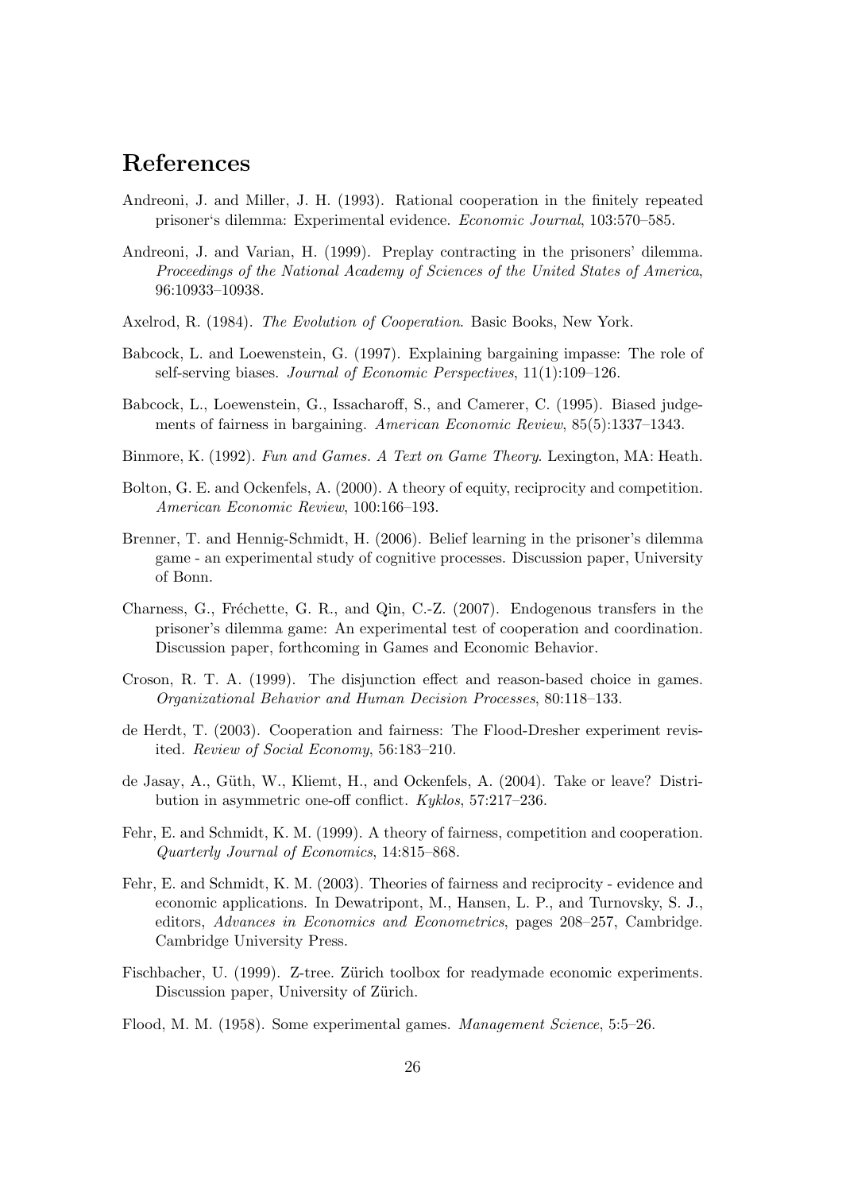## References

Andreoni, J. and Miller, J. H. (1993). Rational cooperation in the finitely repeated prisoner‘s dilemma: Experimental evidence. *Economic Journal*, 103:570–585.

Andreoni, J. and Varian, H. (1999). Preplay contracting in the prisoners' dilemma. *Proceedings of the National Academy of Sciences of the United States of America*, 96:10933–10938.

Axelrod, R. (1984). *The Evolution of Cooperation*. Basic Books, New York.

Babcock, L. and Loewenstein, G. (1997). Explaining bargaining impasse: The role of self-serving biases. *Journal of Economic Perspectives*, 11(1):109–126.

Babcock, L., Loewenstein, G., Issacharoff, S., and Camerer, C. (1995). Biased judgements of fairness in bargaining. *American Economic Review*, 85(5):1337–1343.

Binmore, K. (1992). *Fun and Games. A Text on Game Theory*. Lexington, MA: Heath.

Bolton, G. E. and Ockenfels, A. (2000). A theory of equity, reciprocity and competition. *American Economic Review*, 100:166–193.

Brenner, T. and Hennig-Schmidt, H. (2006). Belief learning in the prisoner's dilemma game - an experimental study of cognitive processes. Discussion paper, University of Bonn.

Charness, G., Fréchette, G. R., and Qin, C.-Z. (2007). Endogenous transfers in the prisoner's dilemma game: An experimental test of cooperation and coordination. Discussion paper, forthcoming in Games and Economic Behavior.

Croson, R. T. A. (1999). The disjunction effect and reason-based choice in games. *Organizational Behavior and Human Decision Processes*, 80:118–133.

de Herdt, T. (2003). Cooperation and fairness: The Flood-Dresher experiment revisited. *Review of Social Economy*, 56:183–210.

de Jasay, A., Güth, W., Kliemt, H., and Ockenfels, A. (2004). Take or leave? Distribution in asymmetric one-off conflict. *Kyklos*, 57:217–236.

Fehr, E. and Schmidt, K. M. (1999). A theory of fairness, competition and cooperation. *Quarterly Journal of Economics*, 14:815–868.

Fehr, E. and Schmidt, K. M. (2003). Theories of fairness and reciprocity - evidence and economic applications. In Dewatripont, M., Hansen, L. P., and Turnovsky, S. J., editors, *Advances in Economics and Econometrics*, pages 208–257, Cambridge. Cambridge University Press.

Fischbacher, U. (1999). Z-tree. Zürich toolbox for readymade economic experiments. Discussion paper, University of Zürich.

Flood, M. M. (1958). Some experimental games. *Management Science*, 5:5–26.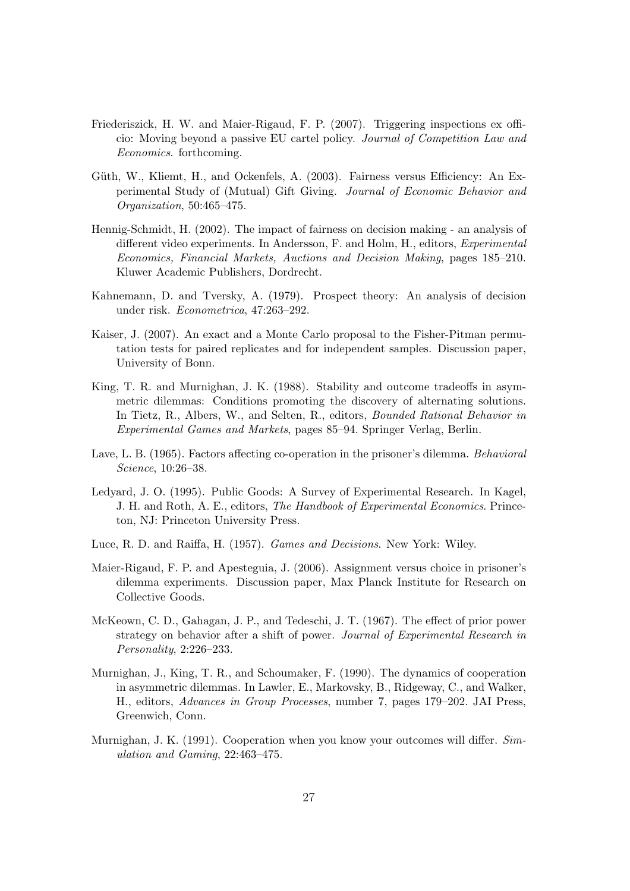Friederiszick, H. W. and Maier-Rigaud, F. P. (2007). Triggering inspections ex officio: Moving beyond a passive EU cartel policy. *Journal of Competition Law and Economics*. forthcoming.

Güth, W., Kliemt, H., and Ockenfels, A. (2003). Fairness versus Efficiency: An Experimental Study of (Mutual) Gift Giving. *Journal of Economic Behavior and Organization*, 50:465–475.

Hennig-Schmidt, H. (2002). The impact of fairness on decision making - an analysis of different video experiments. In Andersson, F. and Holm, H., editors, *Experimental Economics, Financial Markets, Auctions and Decision Making*, pages 185–210. Kluwer Academic Publishers, Dordrecht.

Kahnemann, D. and Tversky, A. (1979). Prospect theory: An analysis of decision under risk. *Econometrica*, 47:263–292.

Kaiser, J. (2007). An exact and a Monte Carlo proposal to the Fisher-Pitman permutation tests for paired replicates and for independent samples. Discussion paper, University of Bonn.

King, T. R. and Murnighan, J. K. (1988). Stability and outcome tradeoffs in asymmetric dilemmas: Conditions promoting the discovery of alternating solutions. In Tietz, R., Albers, W., and Selten, R., editors, *Bounded Rational Behavior in Experimental Games and Markets*, pages 85–94. Springer Verlag, Berlin.

Lave, L. B. (1965). Factors affecting co-operation in the prisoner's dilemma. *Behavioral Science*, 10:26–38.

Ledyard, J. O. (1995). Public Goods: A Survey of Experimental Research. In Kagel, J. H. and Roth, A. E., editors, *The Handbook of Experimental Economics*. Princeton, NJ: Princeton University Press.

Luce, R. D. and Raiffa, H. (1957). *Games and Decisions*. New York: Wiley.

Maier-Rigaud, F. P. and Apesteguia, J. (2006). Assignment versus choice in prisoner's dilemma experiments. Discussion paper, Max Planck Institute for Research on Collective Goods.

McKeown, C. D., Gahagan, J. P., and Tedeschi, J. T. (1967). The effect of prior power strategy on behavior after a shift of power. *Journal of Experimental Research in Personality*, 2:226–233.

Murnighan, J., King, T. R., and Schoumaker, F. (1990). The dynamics of cooperation in asymmetric dilemmas. In Lawler, E., Markovsky, B., Ridgeway, C., and Walker, H., editors, *Advances in Group Processes*, number 7, pages 179–202. JAI Press, Greenwich, Conn.

Murnighan, J. K. (1991). Cooperation when you know your outcomes will differ. *Simulation and Gaming*, 22:463–475.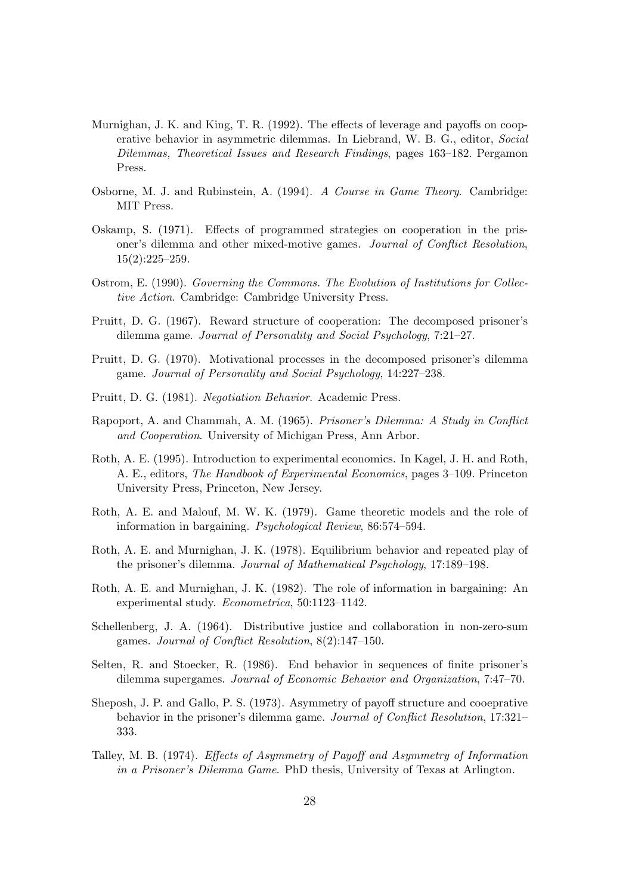Murnighan, J. K. and King, T. R. (1992). The effects of leverage and payoffs on cooperative behavior in asymmetric dilemmas. In Liebrand, W. B. G., editor, *Social Dilemmas, Theoretical Issues and Research Findings*, pages 163–182. Pergamon Press.

Osborne, M. J. and Rubinstein, A. (1994). *A Course in Game Theory*. Cambridge: MIT Press.

Oskamp, S. (1971). Effects of programmed strategies on cooperation in the prisoner's dilemma and other mixed-motive games. *Journal of Conflict Resolution*, 15(2):225–259.

Ostrom, E. (1990). *Governing the Commons. The Evolution of Institutions for Collective Action*. Cambridge: Cambridge University Press.

Pruitt, D. G. (1967). Reward structure of cooperation: The decomposed prisoner's dilemma game. *Journal of Personality and Social Psychology*, 7:21–27.

Pruitt, D. G. (1970). Motivational processes in the decomposed prisoner's dilemma game. *Journal of Personality and Social Psychology*, 14:227–238.

Pruitt, D. G. (1981). *Negotiation Behavior*. Academic Press.

Rapoport, A. and Chammah, A. M. (1965). *Prisoner's Dilemma: A Study in Conflict and Cooperation*. University of Michigan Press, Ann Arbor.

Roth, A. E. (1995). Introduction to experimental economics. In Kagel, J. H. and Roth, A. E., editors, *The Handbook of Experimental Economics*, pages 3–109. Princeton University Press, Princeton, New Jersey.

Roth, A. E. and Malouf, M. W. K. (1979). Game theoretic models and the role of information in bargaining. *Psychological Review*, 86:574–594.

Roth, A. E. and Murnighan, J. K. (1978). Equilibrium behavior and repeated play of the prisoner's dilemma. *Journal of Mathematical Psychology*, 17:189–198.

Roth, A. E. and Murnighan, J. K. (1982). The role of information in bargaining: An experimental study. *Econometrica*, 50:1123–1142.

Schellenberg, J. A. (1964). Distributive justice and collaboration in non-zero-sum games. *Journal of Conflict Resolution*, 8(2):147–150.

Selten, R. and Stoecker, R. (1986). End behavior in sequences of finite prisoner's dilemma supergames. *Journal of Economic Behavior and Organization*, 7:47–70.

Sheposh, J. P. and Gallo, P. S. (1973). Asymmetry of payoff structure and cooeprative behavior in the prisoner's dilemma game. *Journal of Conflict Resolution*, 17:321–333.

Talley, M. B. (1974). *Effects of Asymmetry of Payoff and Asymmetry of Information in a Prisoner's Dilemma Game*. PhD thesis, University of Texas at Arlington.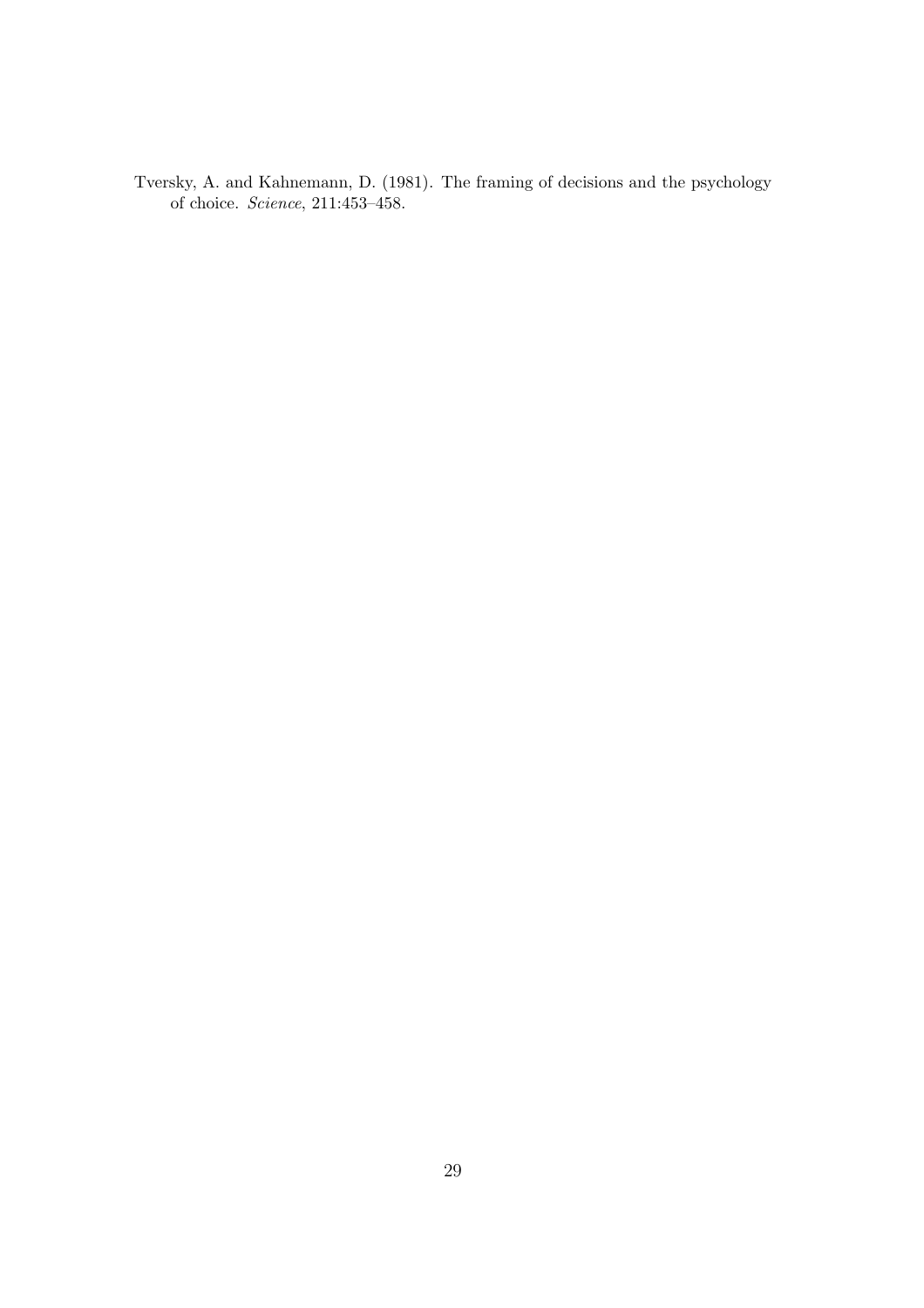Tversky, A. and Kahnemann, D. (1981). The framing of decisions and the psychology of choice. *Science*, 211:453–458.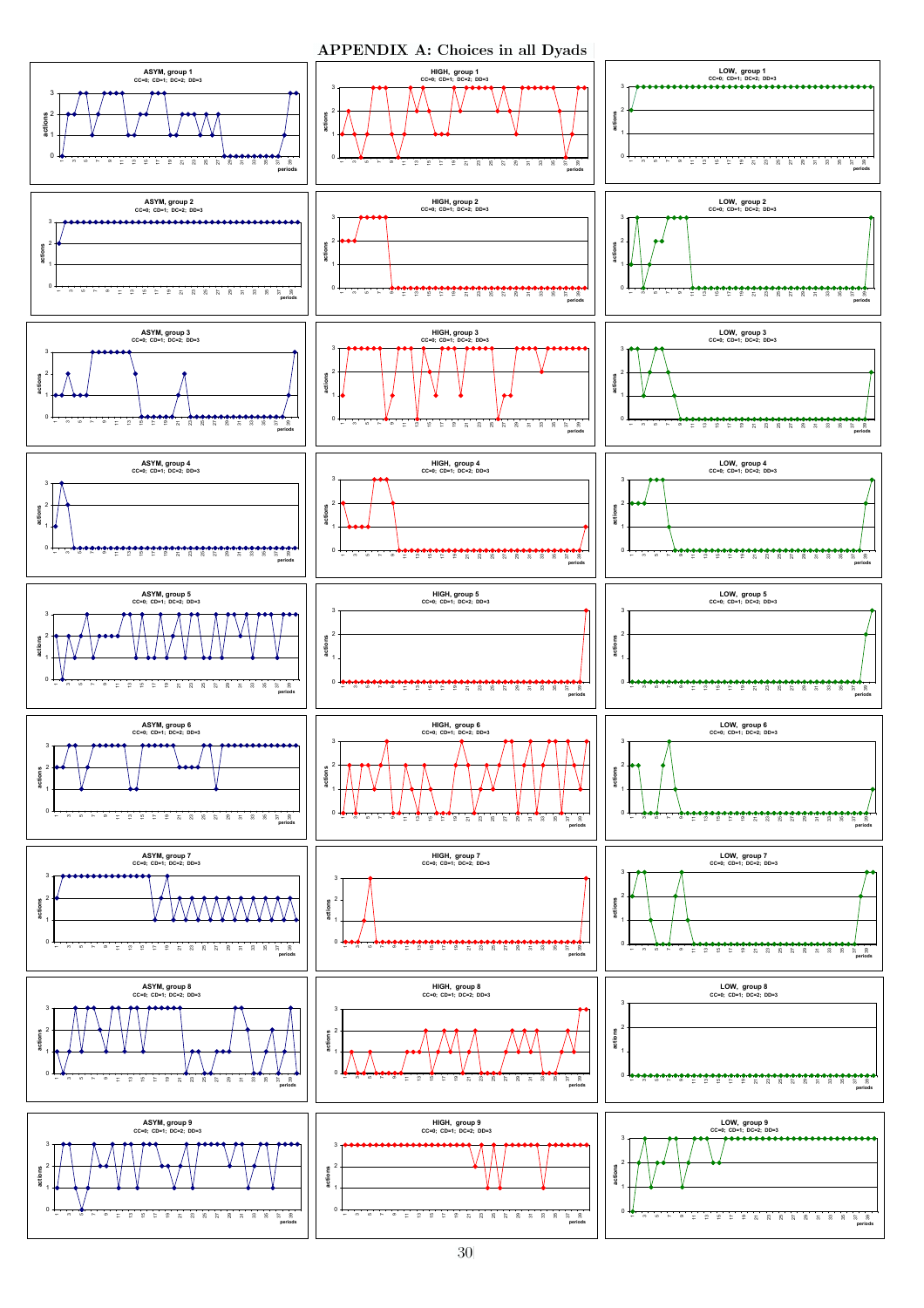# APPENDIX A: Choices in all Dyads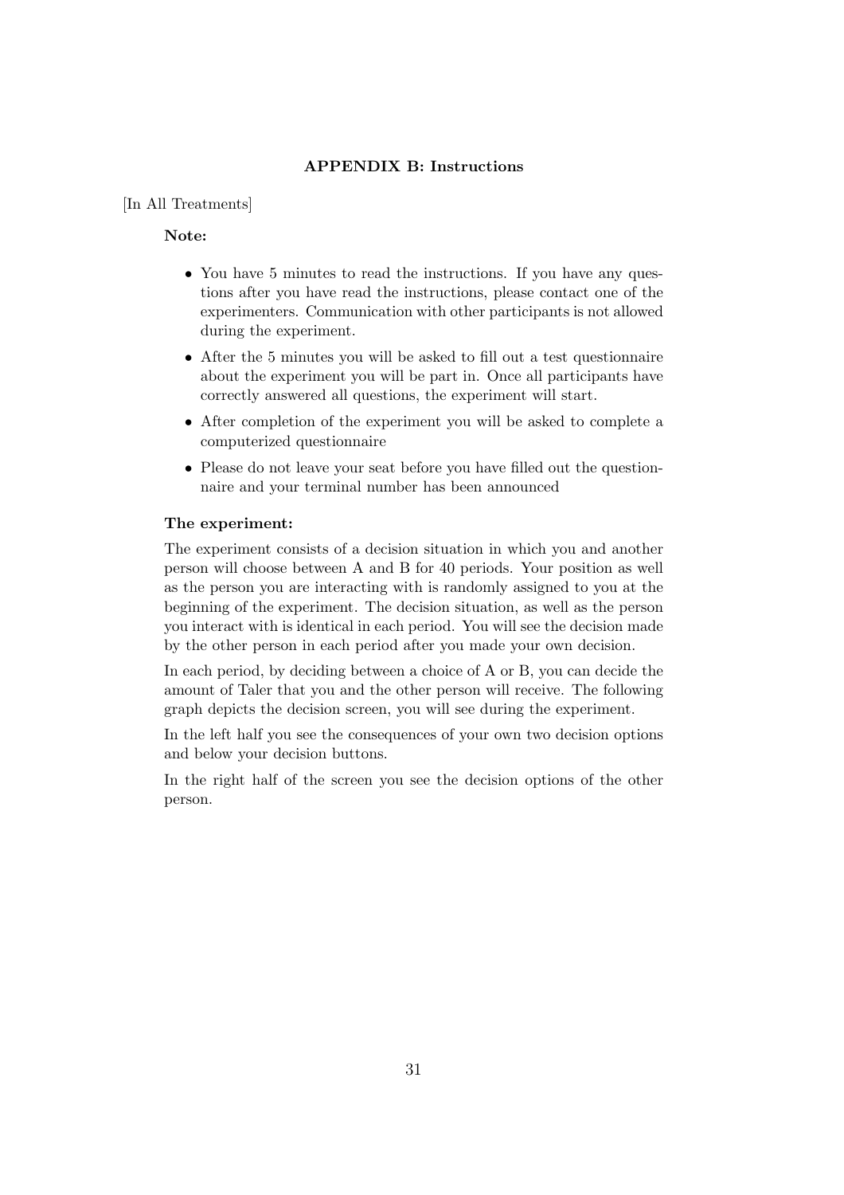## APPENDIX B: Instructions

[In All Treatments]

**Note:**

- You have 5 minutes to read the instructions. If you have any questions after you have read the instructions, please contact one of the experimenters. Communication with other participants is not allowed during the experiment.
- After the 5 minutes you will be asked to fill out a test questionnaire about the experiment you will be part in. Once all participants have correctly answered all questions, the experiment will start.
- After completion of the experiment you will be asked to complete a computerized questionnaire
- Please do not leave your seat before you have filled out the questionnaire and your terminal number has been announced

**The experiment:**

The experiment consists of a decision situation in which you and another person will choose between A and B for 40 periods. Your position as well as the person you are interacting with is randomly assigned to you at the beginning of the experiment. The decision situation, as well as the person you interact with is identical in each period. You will see the decision made by the other person in each period after you made your own decision.

In each period, by deciding between a choice of A or B, you can decide the amount of Taler that you and the other person will receive. The following graph depicts the decision screen, you will see during the experiment.

In the left half you see the consequences of your own two decision options and below your decision buttons.

In the right half of the screen you see the decision options of the other person.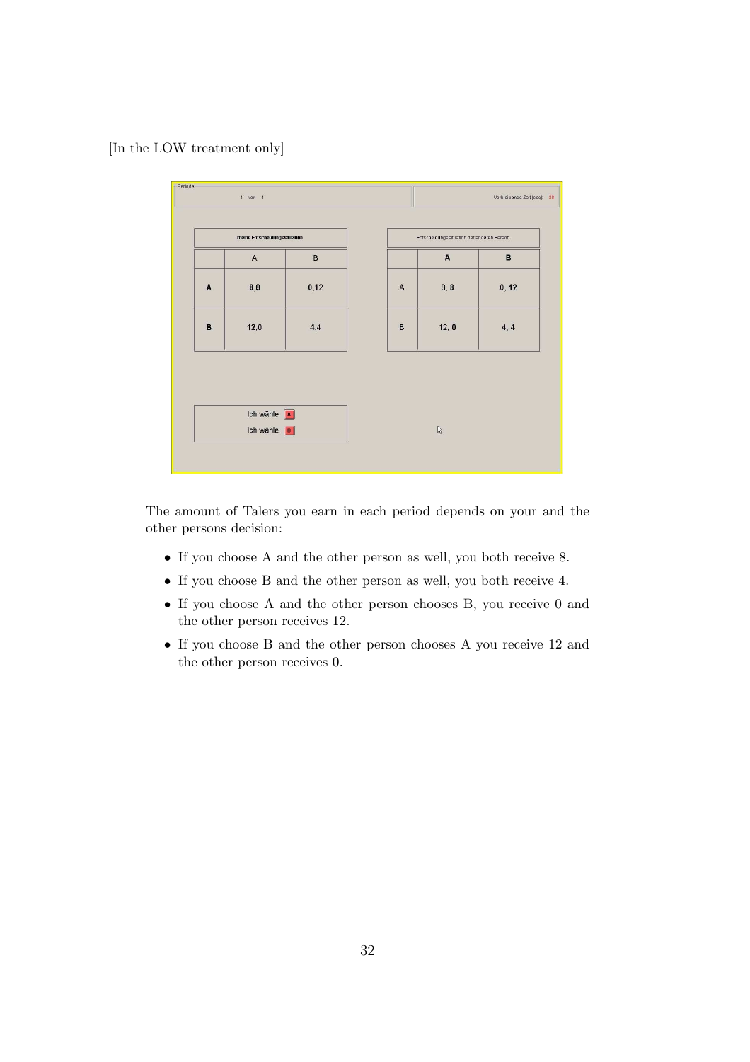[In the LOW treatment only]

Periode

1 von 1

Verbleibende Zeit [sec]: 28

| meine Entscheidungssituation | | |
|---|---|---|
| | A | B |
| A | 8,8 | 0,12 |
| B | 12,0 | 4,4 |

| Entscheidungssituation der anderen Person | | |
|---|---|---|
| | A | B |
| A | 8, 8 | 0, 12 |
| B | 12, 0 | 4, 4 |

Ich wähle A

Ich wähle B

The amount of Talers you earn in each period depends on your and the other persons decision:

- If you choose A and the other person as well, you both receive 8.
- If you choose B and the other person as well, you both receive 4.
- If you choose A and the other person chooses B, you receive 0 and the other person receives 12.
- If you choose B and the other person chooses A you receive 12 and the other person receives 0.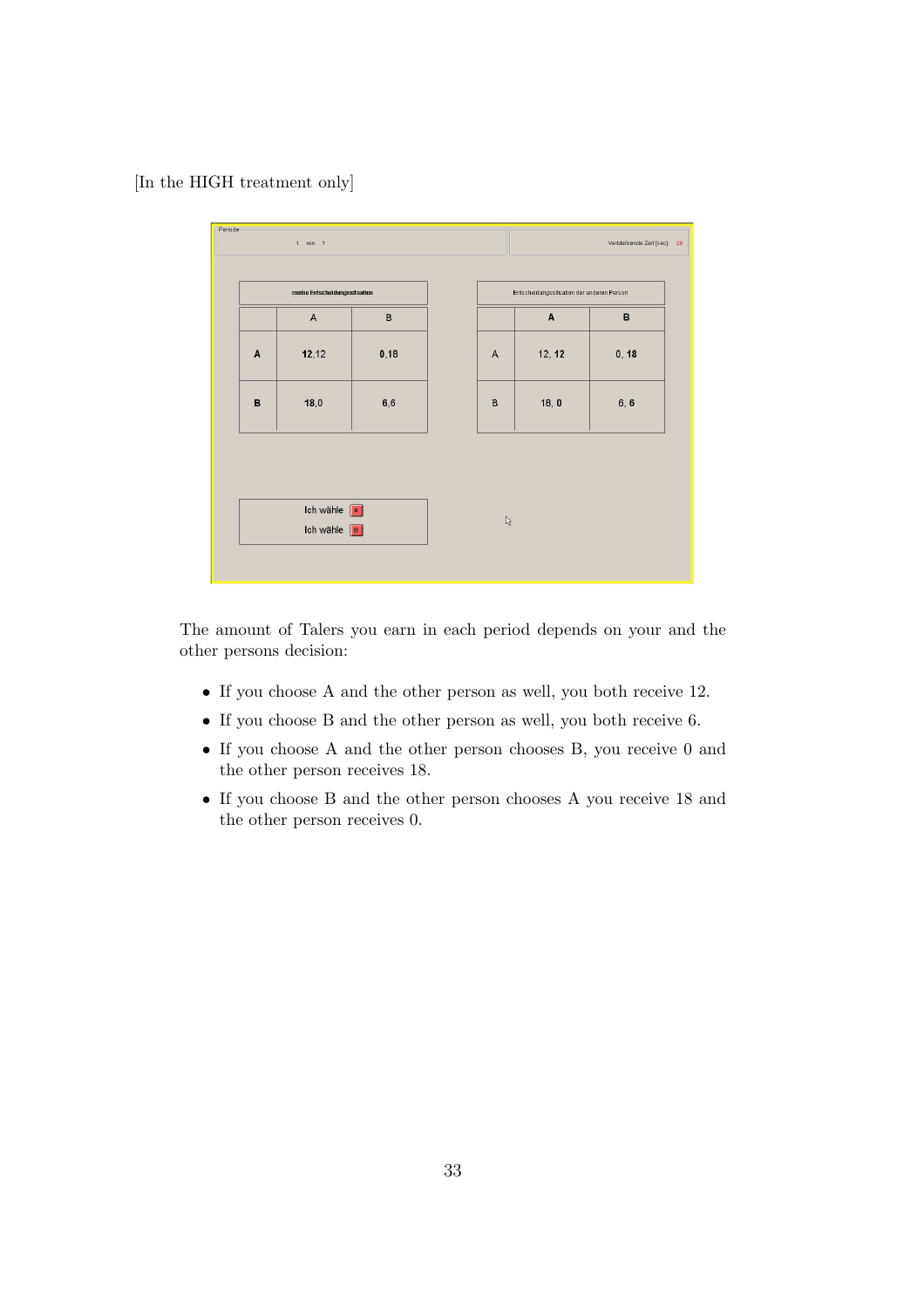[In the HIGH treatment only]

Periode

1 von 1

Verbleibende Zeit [sec]: 29

| meine Entscheidungssituation | | |
|---|---|---|
| | A | B |
| A | 12,12 | 0,18 |
| B | 18,0 | 6,6 |

| Entscheidungssituation der anderen Person | | |
|---|---|---|
| | A | B |
| A | 12, 12 | 0, 18 |
| B | 18, 0 | 6, 6 |

Ich wähle A

Ich wähle B

The amount of Talers you earn in each period depends on your and the other persons decision:

- If you choose A and the other person as well, you both receive 12.
- If you choose B and the other person as well, you both receive 6.
- If you choose A and the other person chooses B, you receive 0 and the other person receives 18.
- If you choose B and the other person chooses A you receive 18 and the other person receives 0.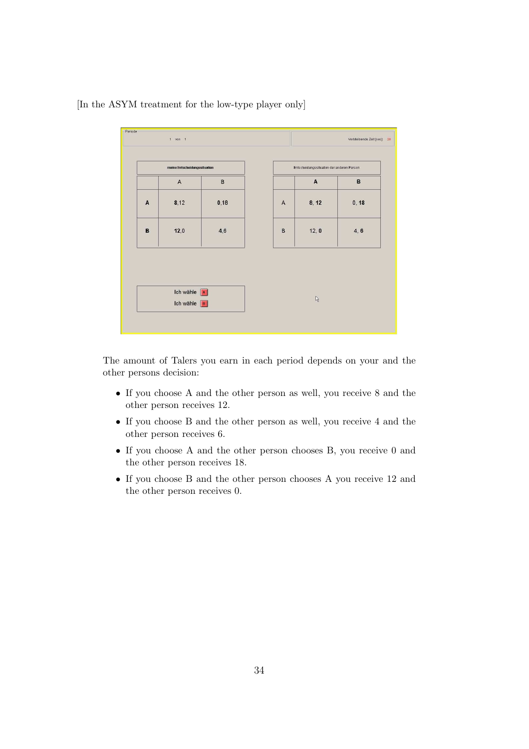[In the ASYM treatment for the low-type player only]

Periode

1 von 1

Verbleibende Zeit [sec]: 28

| meine Entscheidungssituation | | |
|---|---|---|
| | A | B |
| A | 8,12 | 0,18 |
| B | 12,0 | 4,6 |

| Entscheidungssituation der anderen Person | | |
|---|---|---|
| | A | B |
| A | 8, 12 | 0, 18 |
| B | 12, 0 | 4, 6 |

Ich wähle A

Ich wähle B

The amount of Talers you earn in each period depends on your and the other persons decision:

- If you choose A and the other person as well, you receive 8 and the other person receives 12.
- If you choose B and the other person as well, you receive 4 and the other person receives 6.
- If you choose A and the other person chooses B, you receive 0 and the other person receives 18.
- If you choose B and the other person chooses A you receive 12 and the other person receives 0.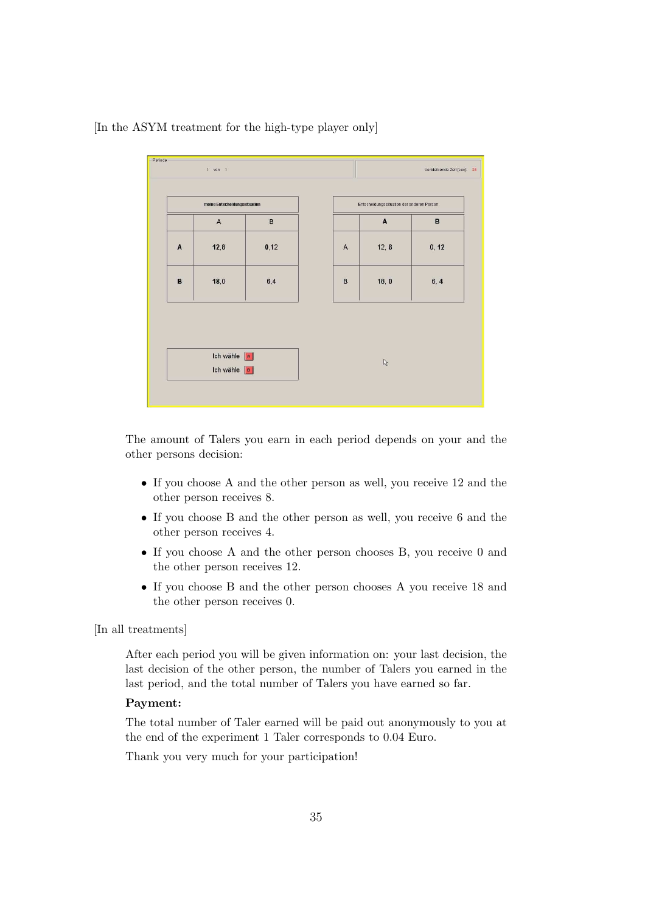[In the ASYM treatment for the high-type player only]

Periode

1 von 1

Verbleibende Zeit [sec]: 20

| meine Entscheidungssituation | A | B |
|---|---|---|
| A | 12,8 | 0,12 |
| B | 18,0 | 6,4 |

| Entscheidungssituation der anderen Person | A | B |
|---|---|---|
| A | 12, 8 | 0, 12 |
| B | 18, 0 | 6, 4 |

Ich wähle A

Ich wähle B

The amount of Talers you earn in each period depends on your and the other persons decision:

- If you choose A and the other person as well, you receive 12 and the other person receives 8.
- If you choose B and the other person as well, you receive 6 and the other person receives 4.
- If you choose A and the other person chooses B, you receive 0 and the other person receives 12.
- If you choose B and the other person chooses A you receive 18 and the other person receives 0.

[In all treatments]

After each period you will be given information on: your last decision, the last decision of the other person, the number of Talers you earned in the last period, and the total number of Talers you have earned so far.

**Payment:**

The total number of Taler earned will be paid out anonymously to you at the end of the experiment 1 Taler corresponds to 0.04 Euro.

Thank you very much for your participation!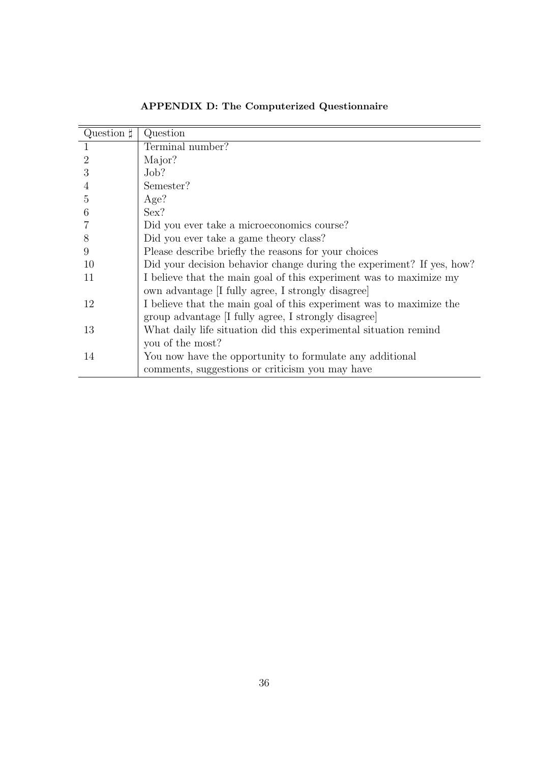**APPENDIX D: The Computerized Questionnaire**

| Question ♯ | Question |
|---|---|
| 1 | Terminal number? |
| 2 | Major? |
| 3 | Job? |
| 4 | Semester? |
| 5 | Age? |
| 6 | Sex? |
| 7 | Did you ever take a microeconomics course? |
| 8 | Did you ever take a game theory class? |
| 9 | Please describe briefly the reasons for your choices |
| 10 | Did your decision behavior change during the experiment? If yes, how? |
| 11 | I believe that the main goal of this experiment was to maximize my own advantage [I fully agree, I strongly disagree] |
| 12 | I believe that the main goal of this experiment was to maximize the group advantage [I fully agree, I strongly disagree] |
| 13 | What daily life situation did this experimental situation remind you of the most? |
| 14 | You now have the opportunity to formulate any additional comments, suggestions or criticism you may have |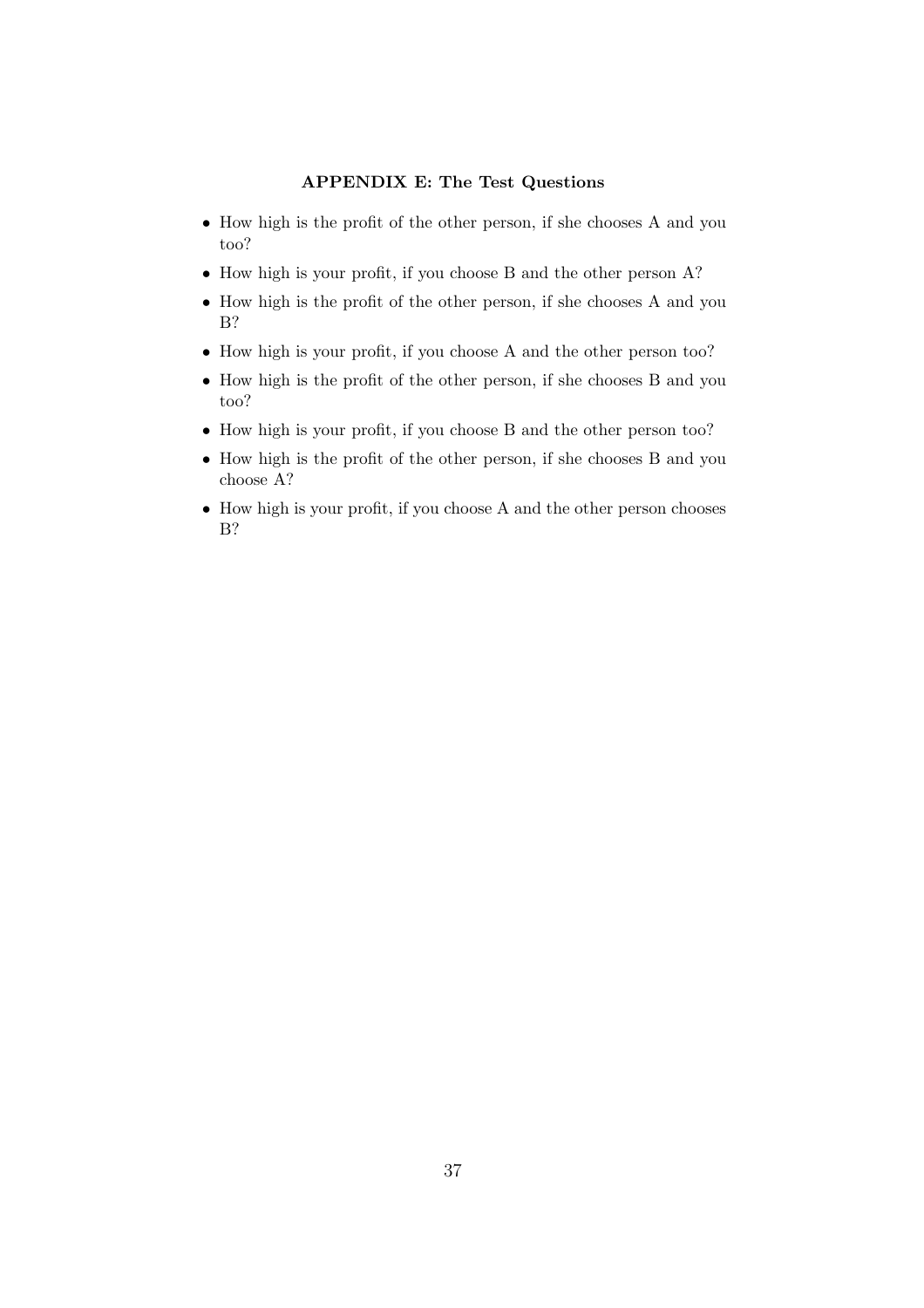## APPENDIX E: The Test Questions

- How high is the profit of the other person, if she chooses A and you too?
- How high is your profit, if you choose B and the other person A?
- How high is the profit of the other person, if she chooses A and you B?
- How high is your profit, if you choose A and the other person too?
- How high is the profit of the other person, if she chooses B and you too?
- How high is your profit, if you choose B and the other person too?
- How high is the profit of the other person, if she chooses B and you choose A?
- How high is your profit, if you choose A and the other person chooses B?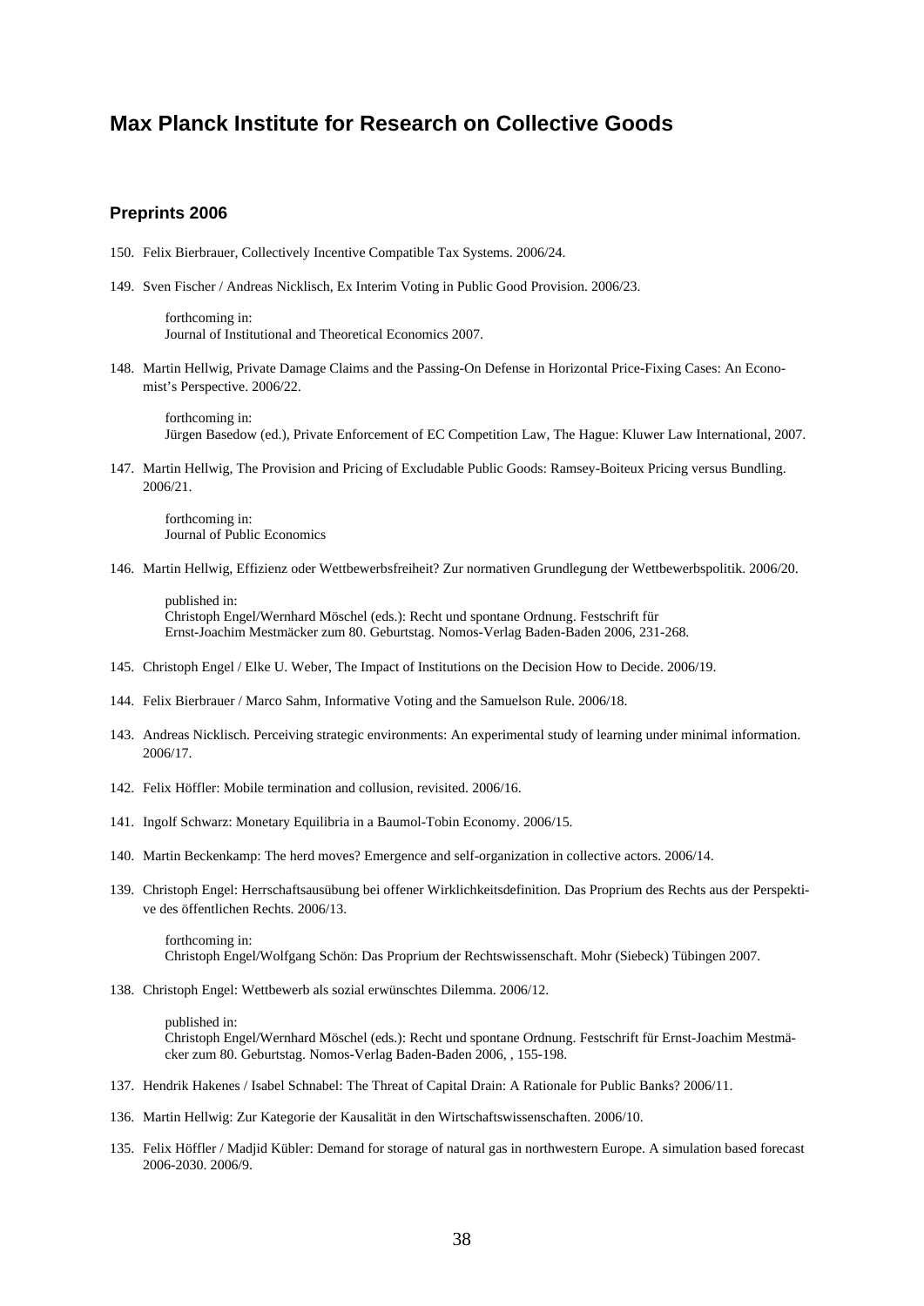## Max Planck Institute for Research on Collective Goods

### Preprints 2006

150. Felix Bierbrauer, Collectively Incentive Compatible Tax Systems. 2006/24.

149. Sven Fischer / Andreas Nicklisch, Ex Interim Voting in Public Good Provision. 2006/23.

     forthcoming in:
     Journal of Institutional and Theoretical Economics 2007.

148. Martin Hellwig, Private Damage Claims and the Passing-On Defense in Horizontal Price-Fixing Cases: An Economist's Perspective. 2006/22.

     forthcoming in:
     Jürgen Basedow (ed.), Private Enforcement of EC Competition Law, The Hague: Kluwer Law International, 2007.

147. Martin Hellwig, The Provision and Pricing of Excludable Public Goods: Ramsey-Boiteux Pricing versus Bundling. 2006/21.

     forthcoming in:
     Journal of Public Economics

146. Martin Hellwig, Effizienz oder Wettbewerbsfreiheit? Zur normativen Grundlegung der Wettbewerbspolitik. 2006/20.

     published in:
     Christoph Engel/Wernhard Möschel (eds.): Recht und spontane Ordnung. Festschrift für Ernst-Joachim Mestmäcker zum 80. Geburtstag. Nomos-Verlag Baden-Baden 2006, 231-268.

145. Christoph Engel / Elke U. Weber, The Impact of Institutions on the Decision How to Decide. 2006/19.

144. Felix Bierbrauer / Marco Sahm, Informative Voting and the Samuelson Rule. 2006/18.

143. Andreas Nicklisch. Perceiving strategic environments: An experimental study of learning under minimal information. 2006/17.

142. Felix Höffler: Mobile termination and collusion, revisited. 2006/16.

141. Ingolf Schwarz: Monetary Equilibria in a Baumol-Tobin Economy. 2006/15.

140. Martin Beckenkamp: The herd moves? Emergence and self-organization in collective actors. 2006/14.

139. Christoph Engel: Herrschaftsausübung bei offener Wirklichkeitsdefinition. Das Proprium des Rechts aus der Perspektive des öffentlichen Rechts. 2006/13.

     forthcoming in:
     Christoph Engel/Wolfgang Schön: Das Proprium der Rechtswissenschaft. Mohr (Siebeck) Tübingen 2007.

138. Christoph Engel: Wettbewerb als sozial erwünschtes Dilemma. 2006/12.

     published in:
     Christoph Engel/Wernhard Möschel (eds.): Recht und spontane Ordnung. Festschrift für Ernst-Joachim Mestmäcker zum 80. Geburtstag. Nomos-Verlag Baden-Baden 2006, , 155-198.

137. Hendrik Hakenes / Isabel Schnabel: The Threat of Capital Drain: A Rationale for Public Banks? 2006/11.

136. Martin Hellwig: Zur Kategorie der Kausalität in den Wirtschaftswissenschaften. 2006/10.

135. Felix Höffler / Madjid Kübler: Demand for storage of natural gas in northwestern Europe. A simulation based forecast 2006-2030. 2006/9.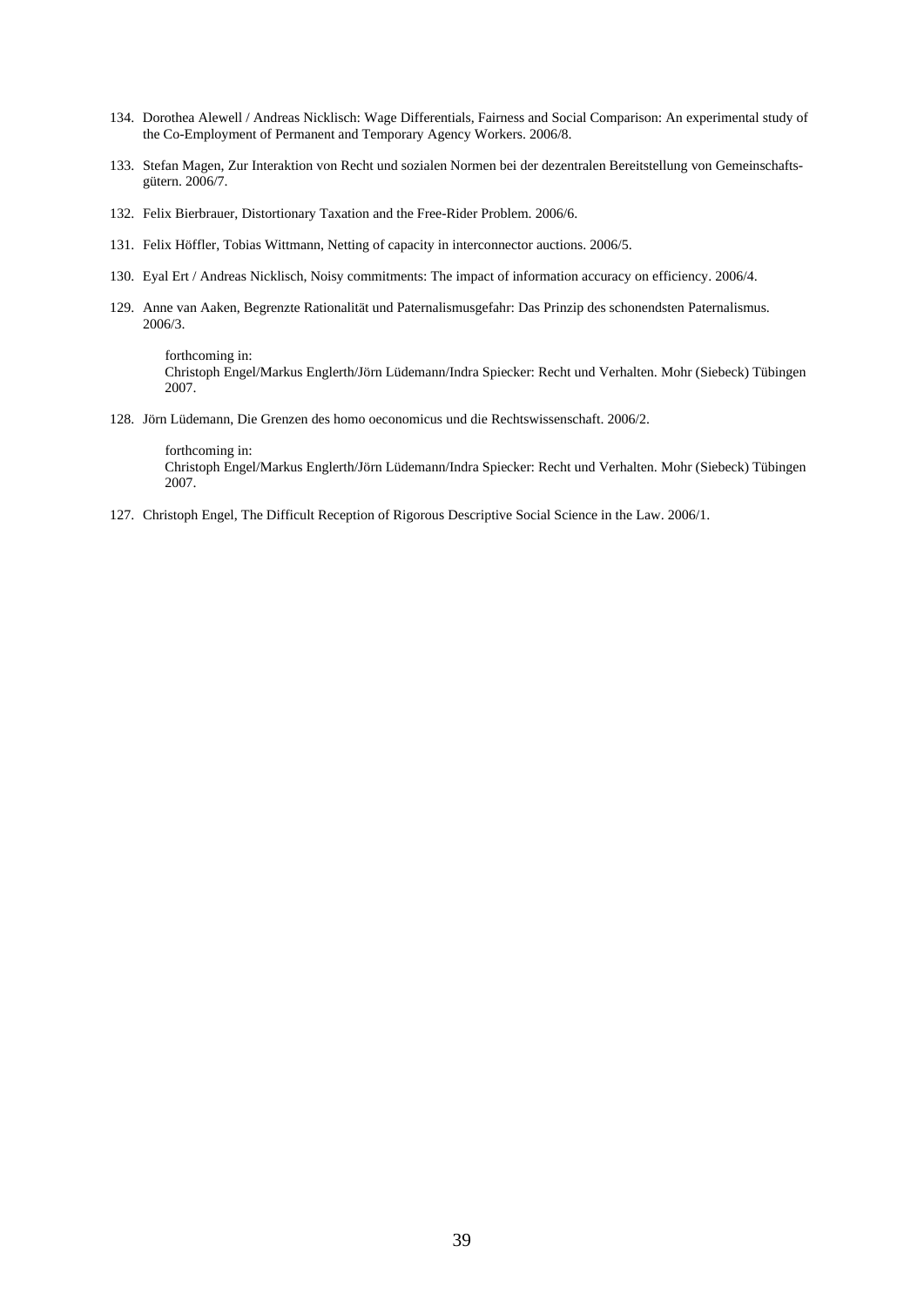134. Dorothea Alewell / Andreas Nicklisch: Wage Differentials, Fairness and Social Comparison: An experimental study of the Co-Employment of Permanent and Temporary Agency Workers. 2006/8.

133. Stefan Magen, Zur Interaktion von Recht und sozialen Normen bei der dezentralen Bereitstellung von Gemeinschafts­gütern. 2006/7.

132. Felix Bierbrauer, Distortionary Taxation and the Free-Rider Problem. 2006/6.

131. Felix Höffler, Tobias Wittmann, Netting of capacity in interconnector auctions. 2006/5.

130. Eyal Ert / Andreas Nicklisch, Noisy commitments: The impact of information accuracy on efficiency. 2006/4.

129. Anne van Aaken, Begrenzte Rationalität und Paternalismusgefahr: Das Prinzip des schonendsten Paternalismus. 2006/3.

     forthcoming in:
     Christoph Engel/Markus Englerth/Jörn Lüdemann/Indra Spiecker: Recht und Verhalten. Mohr (Siebeck) Tübingen 2007.

128. Jörn Lüdemann, Die Grenzen des homo oeconomicus und die Rechtswissenschaft. 2006/2.

     forthcoming in:
     Christoph Engel/Markus Englerth/Jörn Lüdemann/Indra Spiecker: Recht und Verhalten. Mohr (Siebeck) Tübingen 2007.

127. Christoph Engel, The Difficult Reception of Rigorous Descriptive Social Science in the Law. 2006/1.